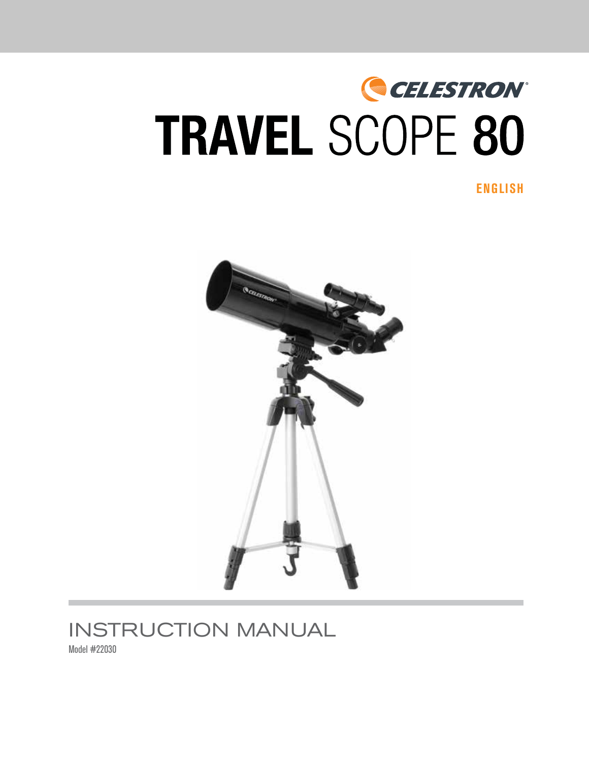CELESTRON®

# TRAVEL SCOPE 80

ENGLISH

INSTRUCTION MANUAL

Model #22030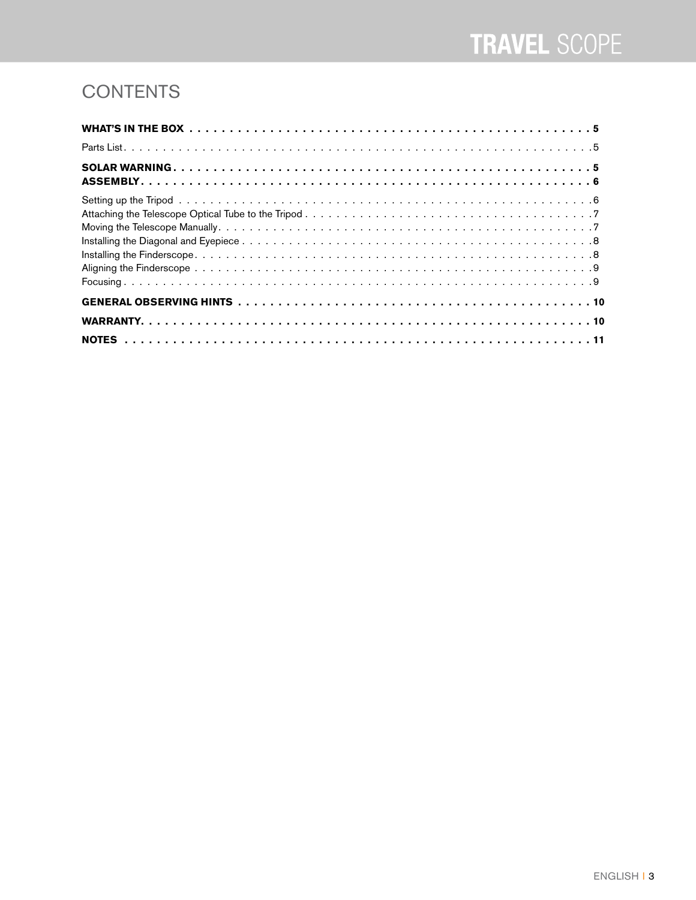# CONTENTS

**WHAT'S IN THE BOX . . . . . . . . . . . . . . . . . . . . . . . . . . . . . . . . . . . . . . . . . . . . . . . . . . . 5**

Parts List . . . . . . . . . . . . . . . . . . . . . . . . . . . . . . . . . . . . . . . . . . . . . . . . . . . . . . . . . . . . . 5

**SOLAR WARNING . . . . . . . . . . . . . . . . . . . . . . . . . . . . . . . . . . . . . . . . . . . . . . . . . . . . . 5**

**ASSEMBLY . . . . . . . . . . . . . . . . . . . . . . . . . . . . . . . . . . . . . . . . . . . . . . . . . . . . . . . . . 6**

Setting up the Tripod . . . . . . . . . . . . . . . . . . . . . . . . . . . . . . . . . . . . . . . . . . . . . . . . . . . . . 6
Attaching the Telescope Optical Tube to the Tripod . . . . . . . . . . . . . . . . . . . . . . . . . . . . . . . . . . . . 7
Moving the Telescope Manually . . . . . . . . . . . . . . . . . . . . . . . . . . . . . . . . . . . . . . . . . . . . . . . . 7
Installing the Diagonal and Eyepiece . . . . . . . . . . . . . . . . . . . . . . . . . . . . . . . . . . . . . . . . . . . . . 8
Installing the Finderscope . . . . . . . . . . . . . . . . . . . . . . . . . . . . . . . . . . . . . . . . . . . . . . . . . . . 8
Aligning the Finderscope . . . . . . . . . . . . . . . . . . . . . . . . . . . . . . . . . . . . . . . . . . . . . . . . . . . . 9
Focusing . . . . . . . . . . . . . . . . . . . . . . . . . . . . . . . . . . . . . . . . . . . . . . . . . . . . . . . . . . . . . . 9

**GENERAL OBSERVING HINTS . . . . . . . . . . . . . . . . . . . . . . . . . . . . . . . . . . . . . . . . . . . . 10**

**WARRANTY . . . . . . . . . . . . . . . . . . . . . . . . . . . . . . . . . . . . . . . . . . . . . . . . . . . . . . . . . 10**

**NOTES . . . . . . . . . . . . . . . . . . . . . . . . . . . . . . . . . . . . . . . . . . . . . . . . . . . . . . . . . . . . 11**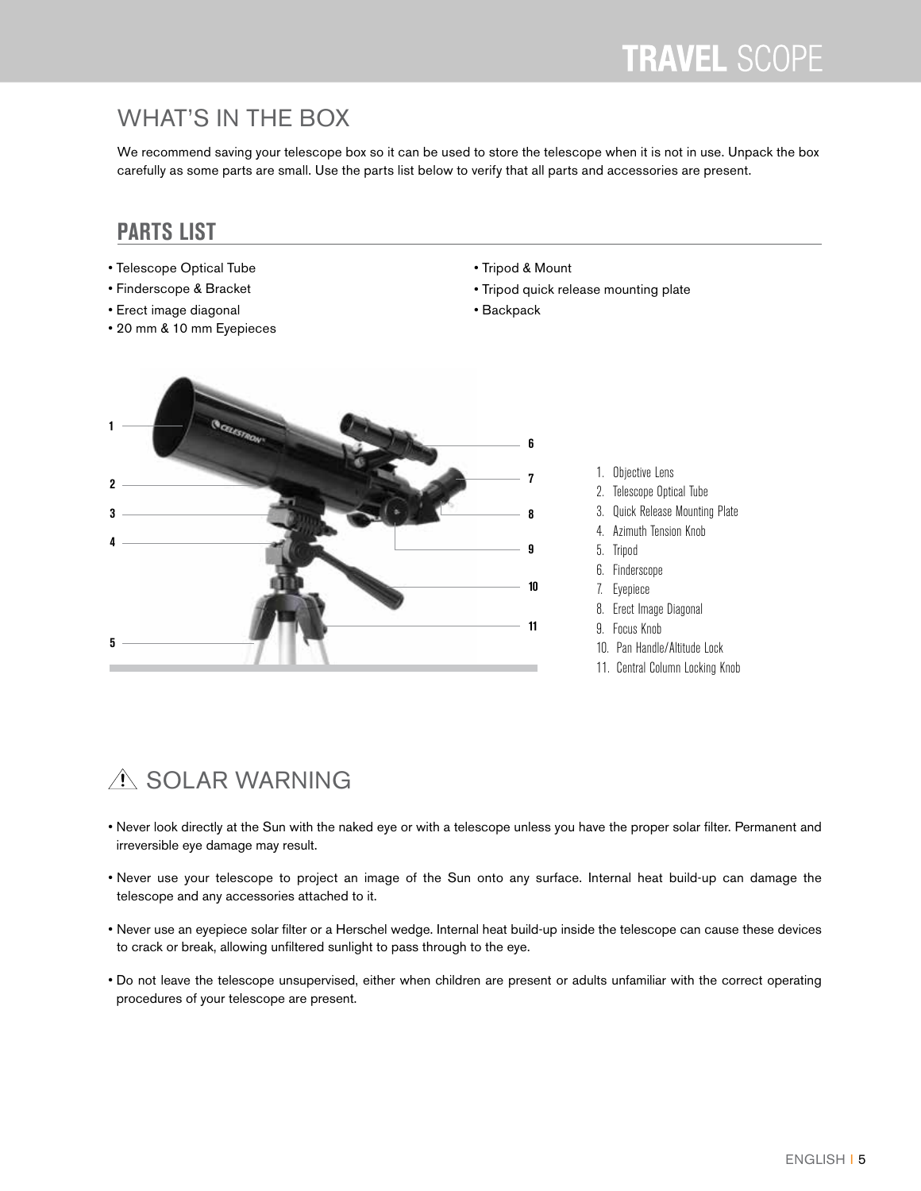# WHAT'S IN THE BOX

We recommend saving your telescope box so it can be used to store the telescope when it is not in use. Unpack the box carefully as some parts are small. Use the parts list below to verify that all parts and accessories are present.

## PARTS LIST

- Telescope Optical Tube
- Finderscope & Bracket
- Erect image diagonal
- 20 mm & 10 mm Eyepieces
- Tripod & Mount
- Tripod quick release mounting plate
- Backpack

1. Objective Lens
2. Telescope Optical Tube
3. Quick Release Mounting Plate
4. Azimuth Tension Knob
5. Tripod
6. Finderscope
7. Eyepiece
8. Erect Image Diagonal
9. Focus Knob
10. Pan Handle/Altitude Lock
11. Central Column Locking Knob

# ⚠ SOLAR WARNING

- Never look directly at the Sun with the naked eye or with a telescope unless you have the proper solar filter. Permanent and irreversible eye damage may result.
- Never use your telescope to project an image of the Sun onto any surface. Internal heat build-up can damage the telescope and any accessories attached to it.
- Never use an eyepiece solar filter or a Herschel wedge. Internal heat build-up inside the telescope can cause these devices to crack or break, allowing unfiltered sunlight to pass through to the eye.
- Do not leave the telescope unsupervised, either when children are present or adults unfamiliar with the correct operating procedures of your telescope are present.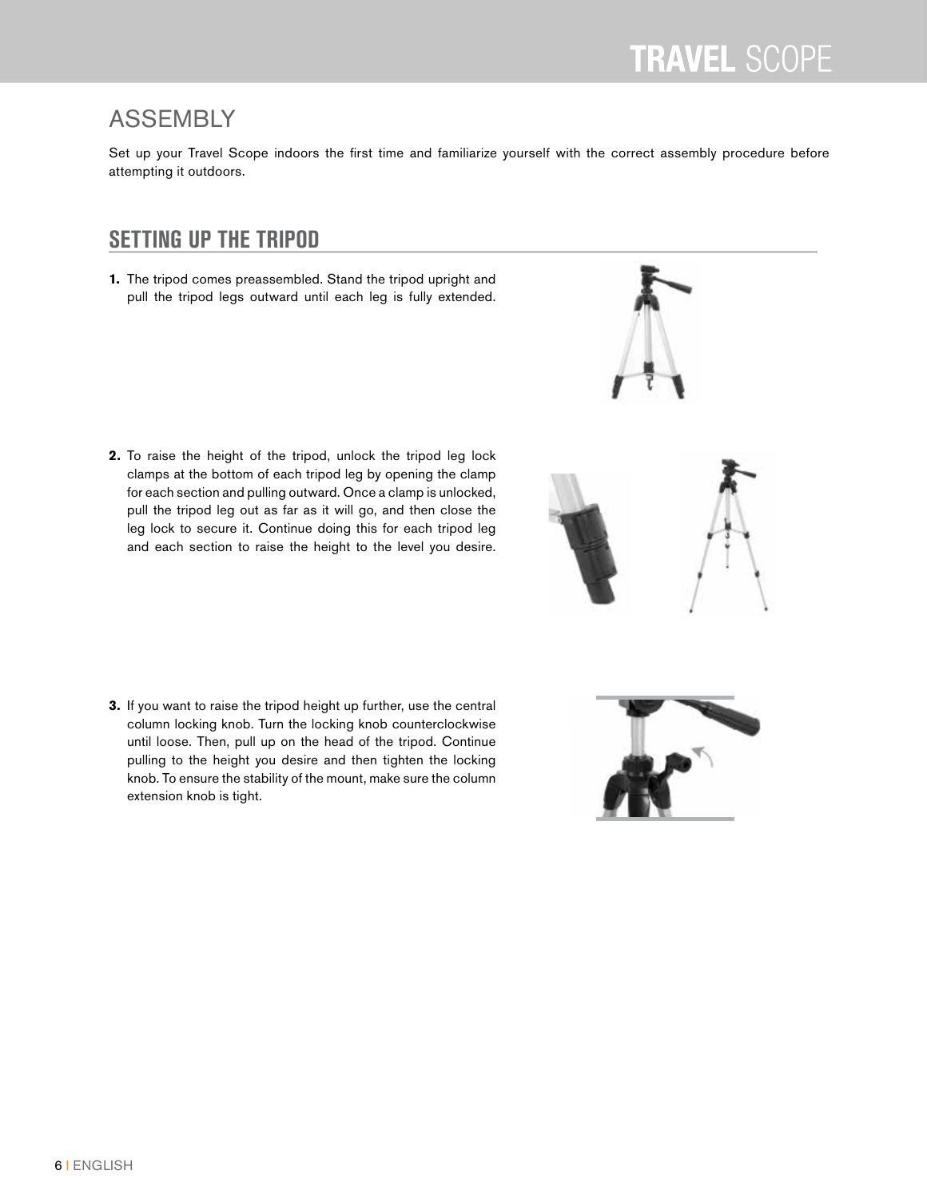# ASSEMBLY

Set up your Travel Scope indoors the first time and familiarize yourself with the correct assembly procedure before attempting it outdoors.

## SETTING UP THE TRIPOD

1. The tripod comes preassembled. Stand the tripod upright and pull the tripod legs outward until each leg is fully extended.

2. To raise the height of the tripod, unlock the tripod leg lock clamps at the bottom of each tripod leg by opening the clamp for each section and pulling outward. Once a clamp is unlocked, pull the tripod leg out as far as it will go, and then close the leg lock to secure it. Continue doing this for each tripod leg and each section to raise the height to the level you desire.

3. If you want to raise the tripod height up further, use the central column locking knob. Turn the locking knob counterclockwise until loose. Then, pull up on the head of the tripod. Continue pulling to the height you desire and then tighten the locking knob. To ensure the stability of the mount, make sure the column extension knob is tight.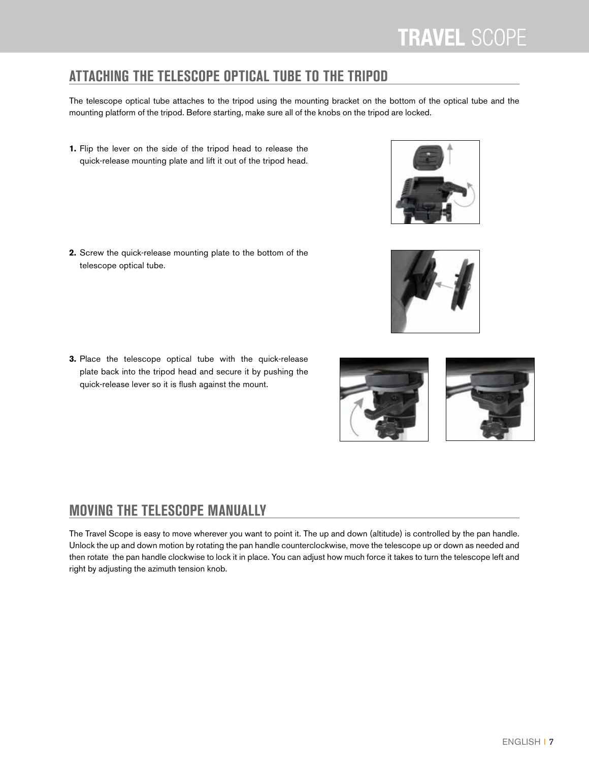## ATTACHING THE TELESCOPE OPTICAL TUBE TO THE TRIPOD

The telescope optical tube attaches to the tripod using the mounting bracket on the bottom of the optical tube and the mounting platform of the tripod. Before starting, make sure all of the knobs on the tripod are locked.

1. Flip the lever on the side of the tripod head to release the quick-release mounting plate and lift it out of the tripod head.

2. Screw the quick-release mounting plate to the bottom of the telescope optical tube.

3. Place the telescope optical tube with the quick-release plate back into the tripod head and secure it by pushing the quick-release lever so it is flush against the mount.

## MOVING THE TELESCOPE MANUALLY

The Travel Scope is easy to move wherever you want to point it. The up and down (altitude) is controlled by the pan handle. Unlock the up and down motion by rotating the pan handle counterclockwise, move the telescope up or down as needed and then rotate the pan handle clockwise to lock it in place. You can adjust how much force it takes to turn the telescope left and right by adjusting the azimuth tension knob.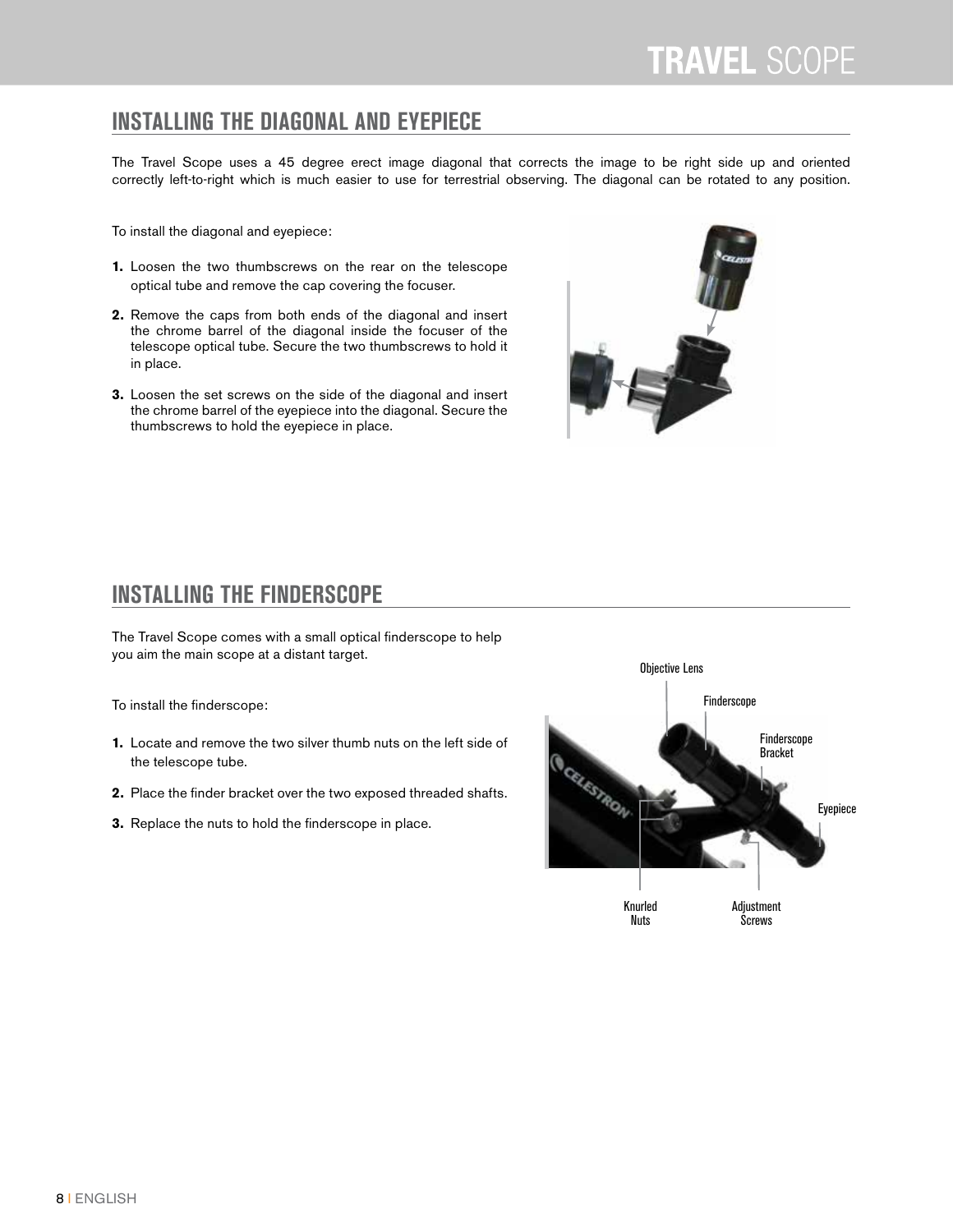## INSTALLING THE DIAGONAL AND EYEPIECE

The Travel Scope uses a 45 degree erect image diagonal that corrects the image to be right side up and oriented correctly left-to-right which is much easier to use for terrestrial observing. The diagonal can be rotated to any position.

To install the diagonal and eyepiece:

1. Loosen the two thumbscrews on the rear on the telescope optical tube and remove the cap covering the focuser.
2. Remove the caps from both ends of the diagonal and insert the chrome barrel of the diagonal inside the focuser of the telescope optical tube. Secure the two thumbscrews to hold it in place.
3. Loosen the set screws on the side of the diagonal and insert the chrome barrel of the eyepiece into the diagonal. Secure the thumbscrews to hold the eyepiece in place.

## INSTALLING THE FINDERSCOPE

The Travel Scope comes with a small optical finderscope to help you aim the main scope at a distant target.

To install the finderscope:

1. Locate and remove the two silver thumb nuts on the left side of the telescope tube.
2. Place the finder bracket over the two exposed threaded shafts.
3. Replace the nuts to hold the finderscope in place.

Objective Lens

Finderscope

Finderscope Bracket

Eyepiece

Knurled Nuts

Adjustment Screws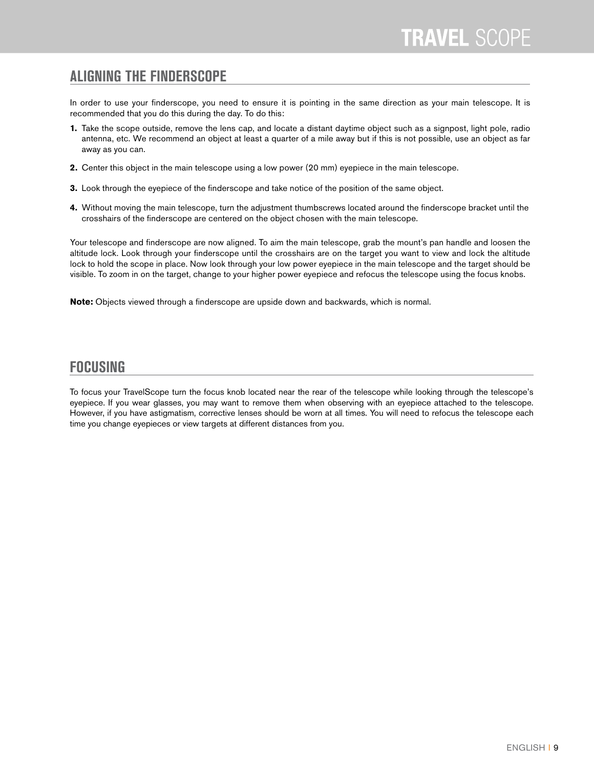## ALIGNING THE FINDERSCOPE

In order to use your finderscope, you need to ensure it is pointing in the same direction as your main telescope. It is recommended that you do this during the day. To do this:

1. Take the scope outside, remove the lens cap, and locate a distant daytime object such as a signpost, light pole, radio antenna, etc. We recommend an object at least a quarter of a mile away but if this is not possible, use an object as far away as you can.
2. Center this object in the main telescope using a low power (20 mm) eyepiece in the main telescope.
3. Look through the eyepiece of the finderscope and take notice of the position of the same object.
4. Without moving the main telescope, turn the adjustment thumbscrews located around the finderscope bracket until the crosshairs of the finderscope are centered on the object chosen with the main telescope.

Your telescope and finderscope are now aligned. To aim the main telescope, grab the mount's pan handle and loosen the altitude lock. Look through your finderscope until the crosshairs are on the target you want to view and lock the altitude lock to hold the scope in place. Now look through your low power eyepiece in the main telescope and the target should be visible. To zoom in on the target, change to your higher power eyepiece and refocus the telescope using the focus knobs.

**Note:** Objects viewed through a finderscope are upside down and backwards, which is normal.

## FOCUSING

To focus your TravelScope turn the focus knob located near the rear of the telescope while looking through the telescope's eyepiece. If you wear glasses, you may want to remove them when observing with an eyepiece attached to the telescope. However, if you have astigmatism, corrective lenses should be worn at all times. You will need to refocus the telescope each time you change eyepieces or view targets at different distances from you.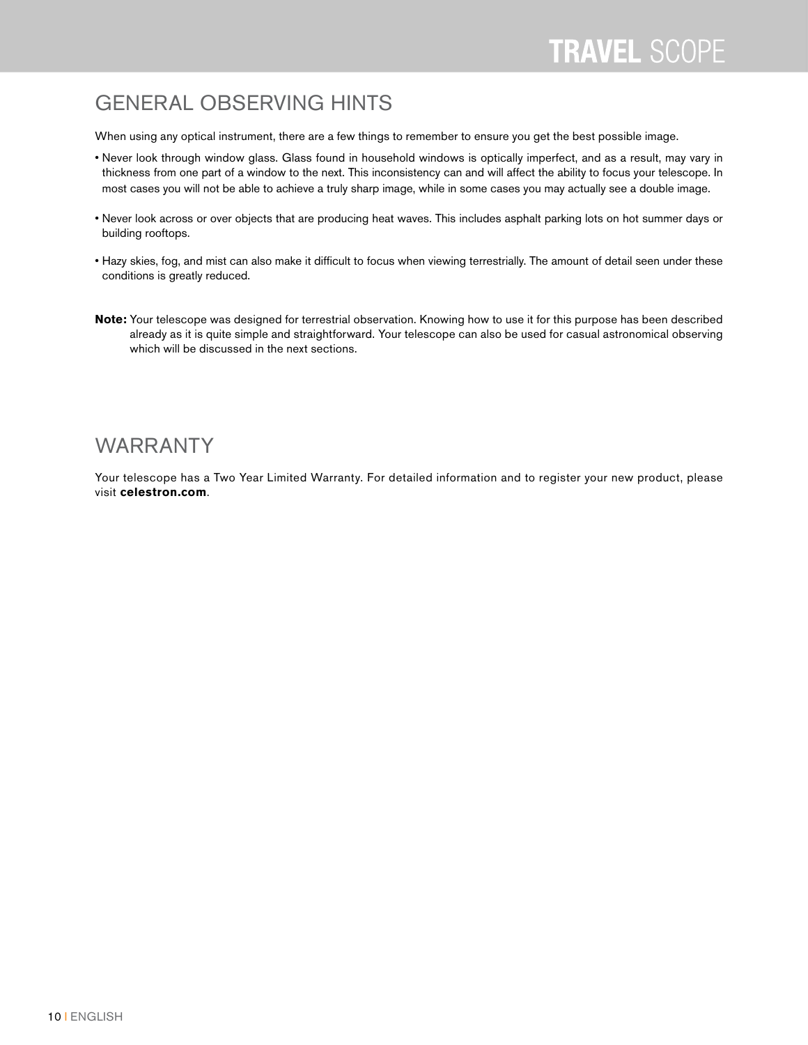## GENERAL OBSERVING HINTS

When using any optical instrument, there are a few things to remember to ensure you get the best possible image.

- Never look through window glass. Glass found in household windows is optically imperfect, and as a result, may vary in thickness from one part of a window to the next. This inconsistency can and will affect the ability to focus your telescope. In most cases you will not be able to achieve a truly sharp image, while in some cases you may actually see a double image.
- Never look across or over objects that are producing heat waves. This includes asphalt parking lots on hot summer days or building rooftops.
- Hazy skies, fog, and mist can also make it difficult to focus when viewing terrestrially. The amount of detail seen under these conditions is greatly reduced.

**Note:** Your telescope was designed for terrestrial observation. Knowing how to use it for this purpose has been described already as it is quite simple and straightforward. Your telescope can also be used for casual astronomical observing which will be discussed in the next sections.

## WARRANTY

Your telescope has a Two Year Limited Warranty. For detailed information and to register your new product, please visit **celestron.com**.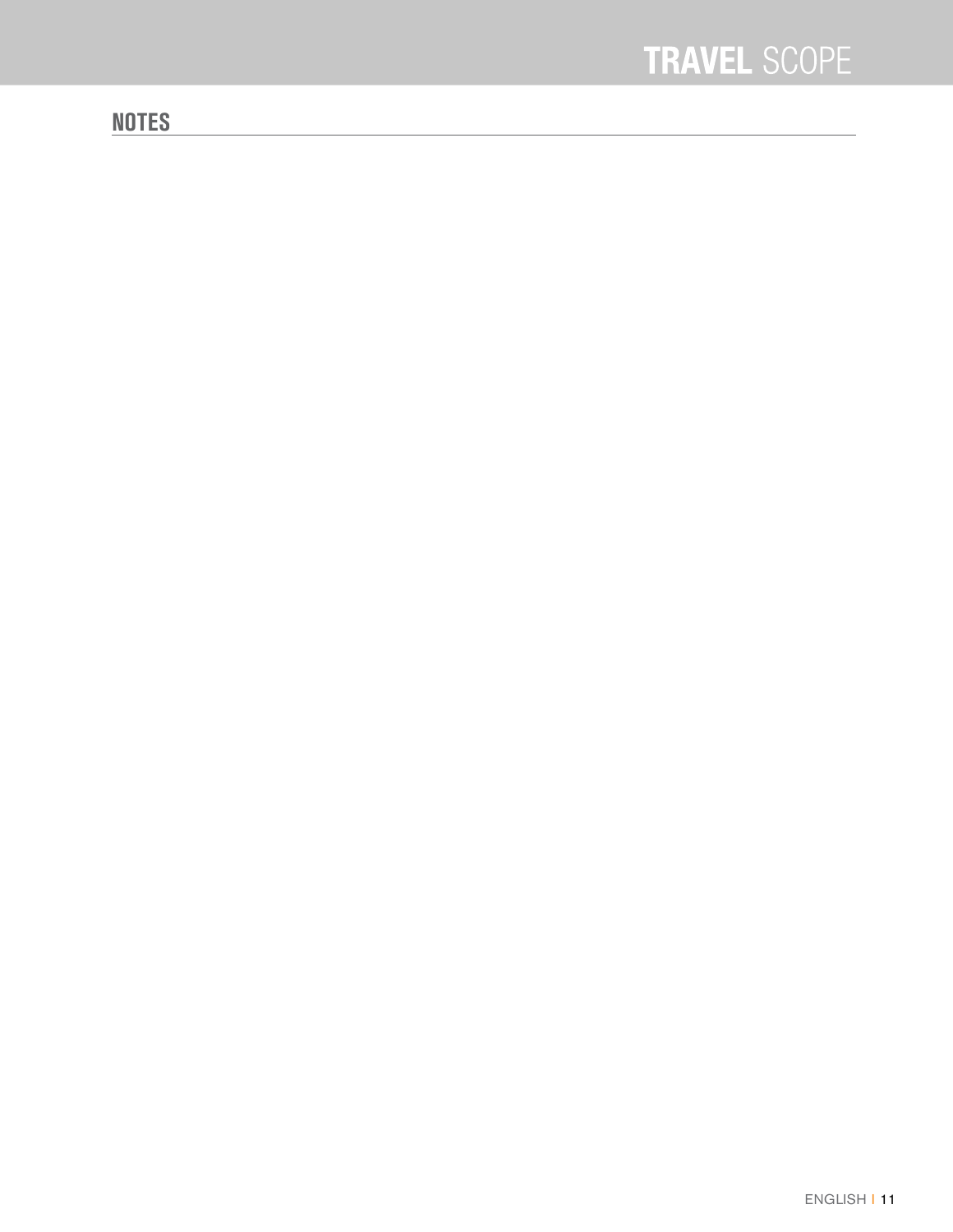## NOTES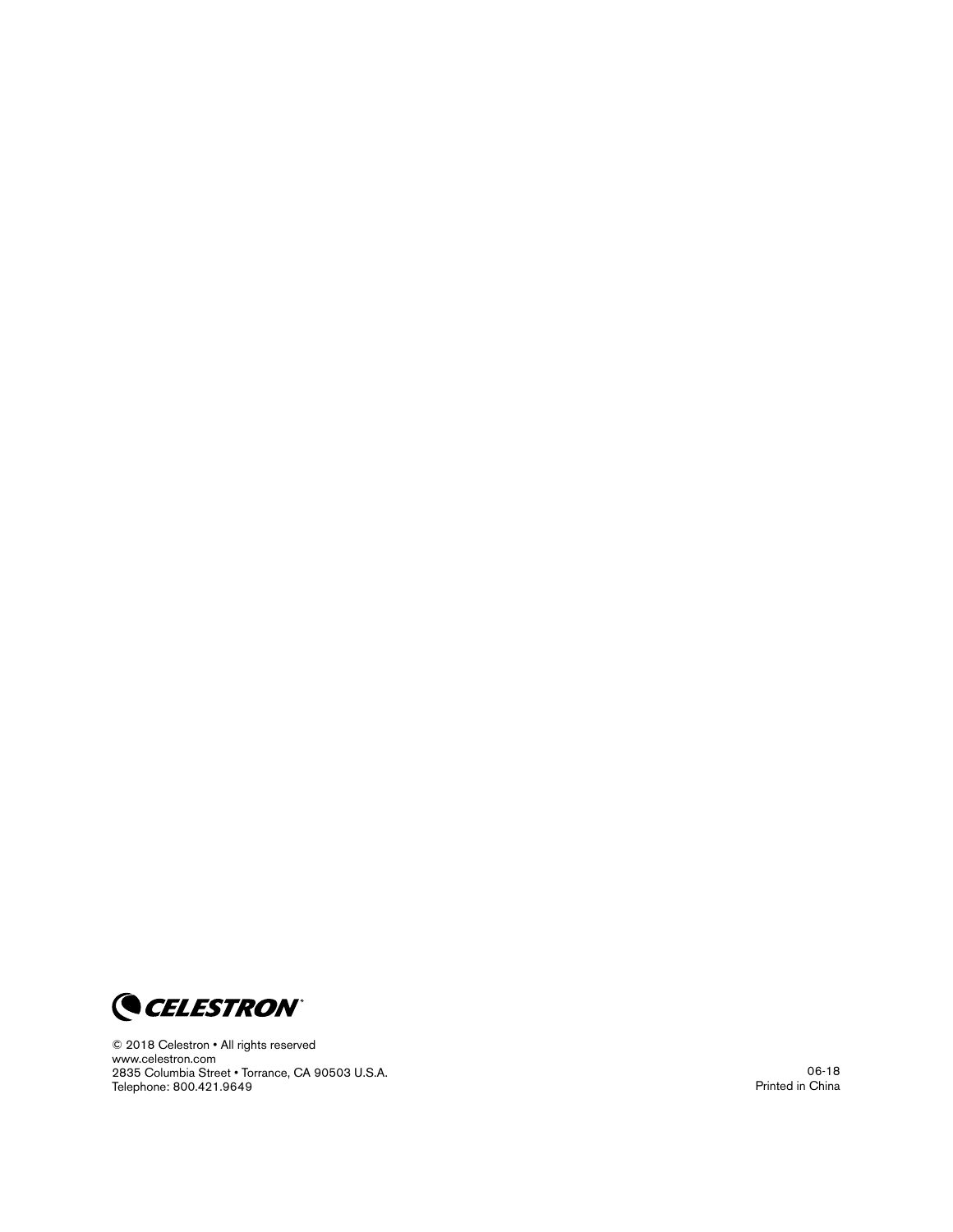CELESTRON

© 2018 Celestron • All rights reserved
www.celestron.com
2835 Columbia Street • Torrance, CA 90503 U.S.A.
Telephone: 800.421.9649

06-18
Printed in China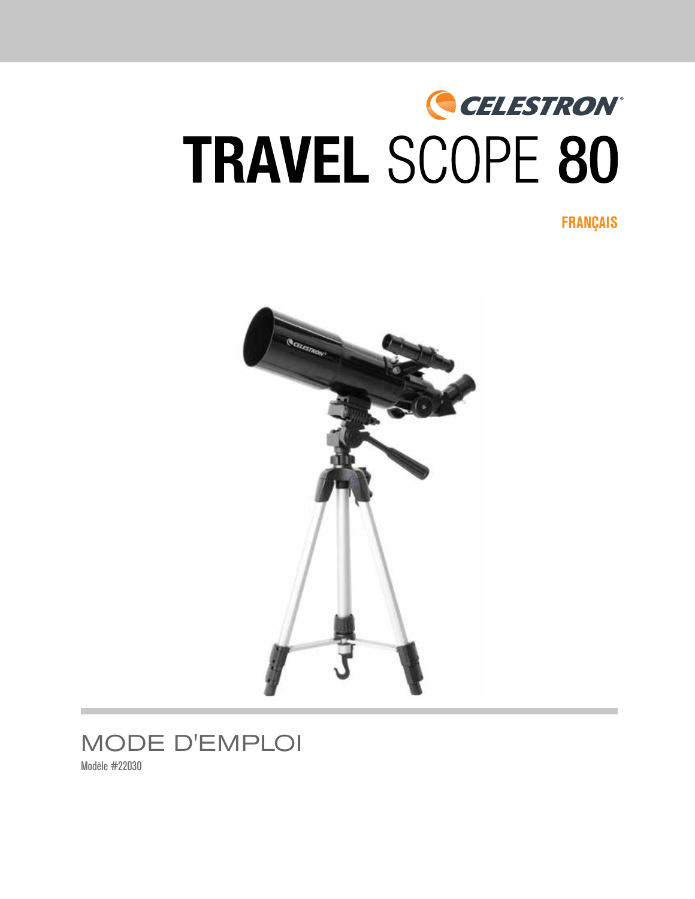CELESTRON

# TRAVEL SCOPE 80

FRANÇAIS

MODE D'EMPLOI

Modèle #22030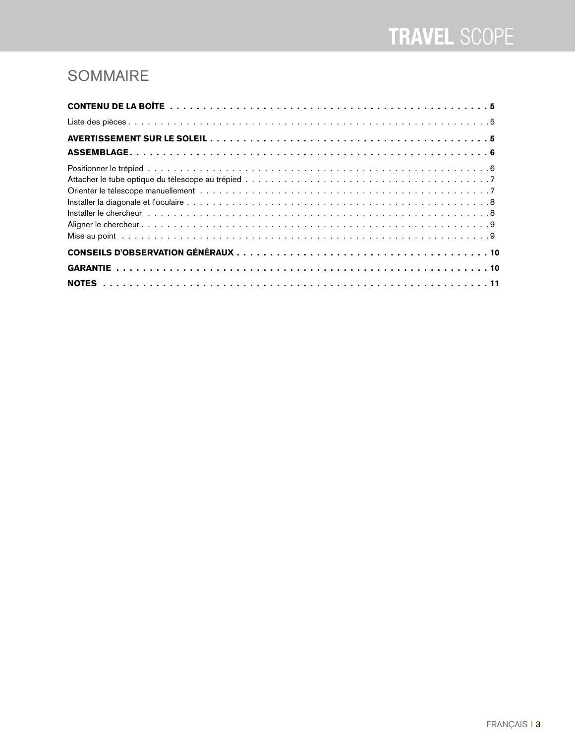## SOMMAIRE

**CONTENU DE LA BOÎTE . . . . . . . . . . . . . . . . . . . . . . . . . . . . . . . . . . . . . . . . . . . . . . . . 5**

Liste des pièces . . . . . . . . . . . . . . . . . . . . . . . . . . . . . . . . . . . . . . . . . . . . . . . . . . . . . . . . 5

**AVERTISSEMENT SUR LE SOLEIL . . . . . . . . . . . . . . . . . . . . . . . . . . . . . . . . . . . . . . . . . 5**

**ASSEMBLAGE . . . . . . . . . . . . . . . . . . . . . . . . . . . . . . . . . . . . . . . . . . . . . . . . . . . . . . . 6**

Positionner le trépied . . . . . . . . . . . . . . . . . . . . . . . . . . . . . . . . . . . . . . . . . . . . . . . . . . . . 6
Attacher le tube optique du télescope au trépied . . . . . . . . . . . . . . . . . . . . . . . . . . . . . . . . . . . . 7
Orienter le télescope manuellement . . . . . . . . . . . . . . . . . . . . . . . . . . . . . . . . . . . . . . . . . . . . 7
Installer la diagonale et l'oculaire . . . . . . . . . . . . . . . . . . . . . . . . . . . . . . . . . . . . . . . . . . . . . 8
Installer le chercheur . . . . . . . . . . . . . . . . . . . . . . . . . . . . . . . . . . . . . . . . . . . . . . . . . . . . . 8
Aligner le chercheur . . . . . . . . . . . . . . . . . . . . . . . . . . . . . . . . . . . . . . . . . . . . . . . . . . . . . . 9
Mise au point . . . . . . . . . . . . . . . . . . . . . . . . . . . . . . . . . . . . . . . . . . . . . . . . . . . . . . . . . . 9

**CONSEILS D'OBSERVATION GÉNÉRAUX . . . . . . . . . . . . . . . . . . . . . . . . . . . . . . . . . . . . 10**

**GARANTIE . . . . . . . . . . . . . . . . . . . . . . . . . . . . . . . . . . . . . . . . . . . . . . . . . . . . . . . . . 10**

**NOTES . . . . . . . . . . . . . . . . . . . . . . . . . . . . . . . . . . . . . . . . . . . . . . . . . . . . . . . . . . . . 11**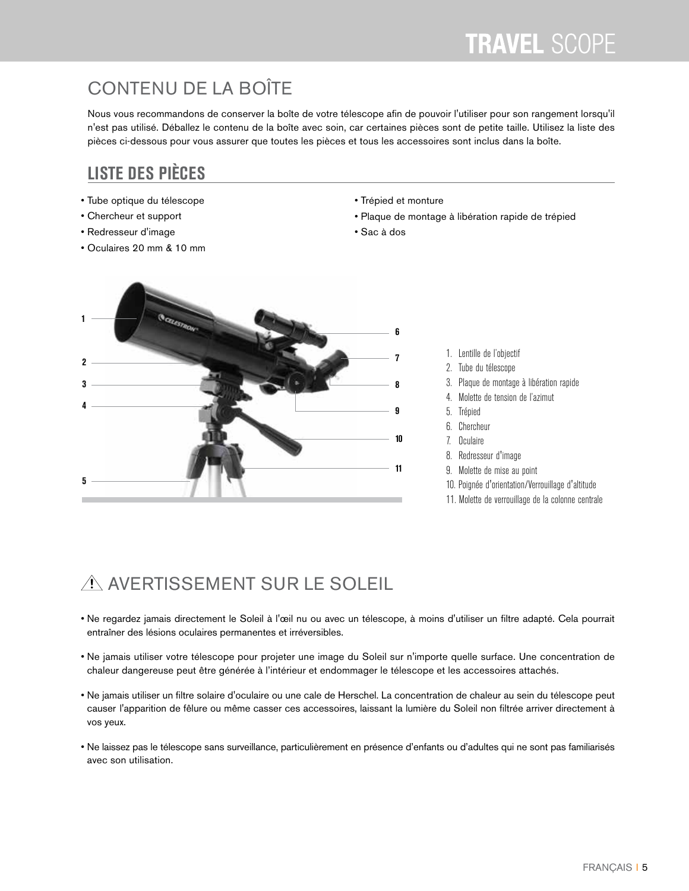## CONTENU DE LA BOÎTE

Nous vous recommandons de conserver la boîte de votre télescope afin de pouvoir l'utiliser pour son rangement lorsqu'il n'est pas utilisé. Déballez le contenu de la boîte avec soin, car certaines pièces sont de petite taille. Utilisez la liste des pièces ci-dessous pour vous assurer que toutes les pièces et tous les accessoires sont inclus dans la boîte.

### LISTE DES PIÈCES

- Tube optique du télescope
- Chercheur et support
- Redresseur d'image
- Oculaires 20 mm & 10 mm
- Trépied et monture
- Plaque de montage à libération rapide de trépied
- Sac à dos

1. Lentille de l'objectif
2. Tube du télescope
3. Plaque de montage à libération rapide
4. Molette de tension de l'azimut
5. Trépied
6. Chercheur
7. Oculaire
8. Redresseur d'image
9. Molette de mise au point
10. Poignée d'orientation/Verrouillage d'altitude
11. Molette de verrouillage de la colonne centrale

## ⚠ AVERTISSEMENT SUR LE SOLEIL

- Ne regardez jamais directement le Soleil à l'œil nu ou avec un télescope, à moins d'utiliser un filtre adapté. Cela pourrait entraîner des lésions oculaires permanentes et irréversibles.
- Ne jamais utiliser votre télescope pour projeter une image du Soleil sur n'importe quelle surface. Une concentration de chaleur dangereuse peut être générée à l'intérieur et endommager le télescope et les accessoires attachés.
- Ne jamais utiliser un filtre solaire d'oculaire ou une cale de Herschel. La concentration de chaleur au sein du télescope peut causer l'apparition de fêlure ou même casser ces accessoires, laissant la lumière du Soleil non filtrée arriver directement à vos yeux.
- Ne laissez pas le télescope sans surveillance, particulièrement en présence d'enfants ou d'adultes qui ne sont pas familiarisés avec son utilisation.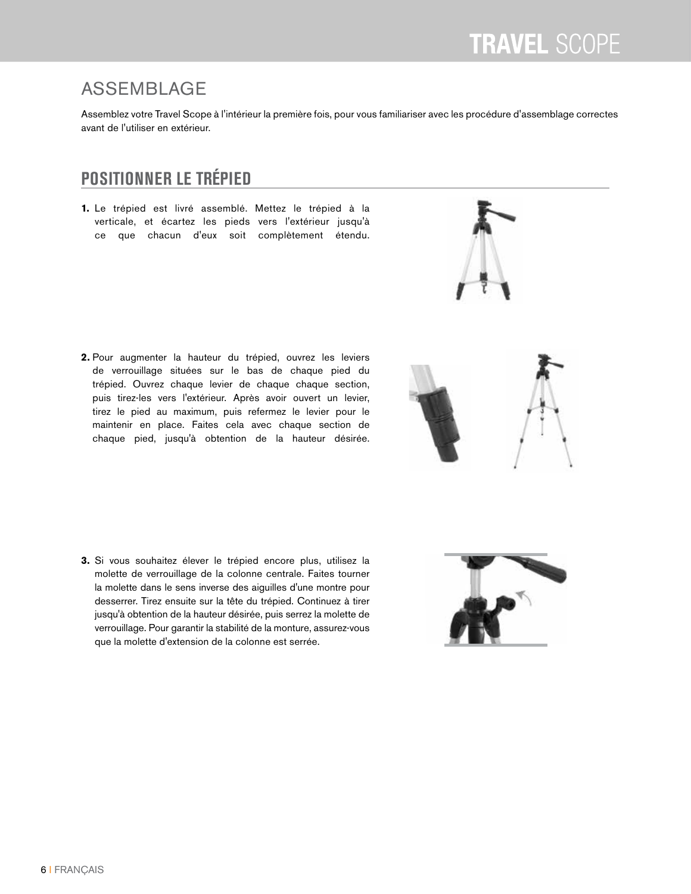# ASSEMBLAGE

Assemblez votre Travel Scope à l'intérieur la première fois, pour vous familiariser avec les procédure d'assemblage correctes avant de l'utiliser en extérieur.

## POSITIONNER LE TRÉPIED

1. Le trépied est livré assemblé. Mettez le trépied à la verticale, et écartez les pieds vers l'extérieur jusqu'à ce que chacun d'eux soit complètement étendu.

2. Pour augmenter la hauteur du trépied, ouvrez les leviers de verrouillage situées sur le bas de chaque pied du trépied. Ouvrez chaque levier de chaque chaque section, puis tirez-les vers l'extérieur. Après avoir ouvert un levier, tirez le pied au maximum, puis refermez le levier pour le maintenir en place. Faites cela avec chaque section de chaque pied, jusqu'à obtention de la hauteur désirée.

3. Si vous souhaitez élever le trépied encore plus, utilisez la molette de verrouillage de la colonne centrale. Faites tourner la molette dans le sens inverse des aiguilles d'une montre pour desserrer. Tirez ensuite sur la tête du trépied. Continuez à tirer jusqu'à obtention de la hauteur désirée, puis serrez la molette de verrouillage. Pour garantir la stabilité de la monture, assurez-vous que la molette d'extension de la colonne est serrée.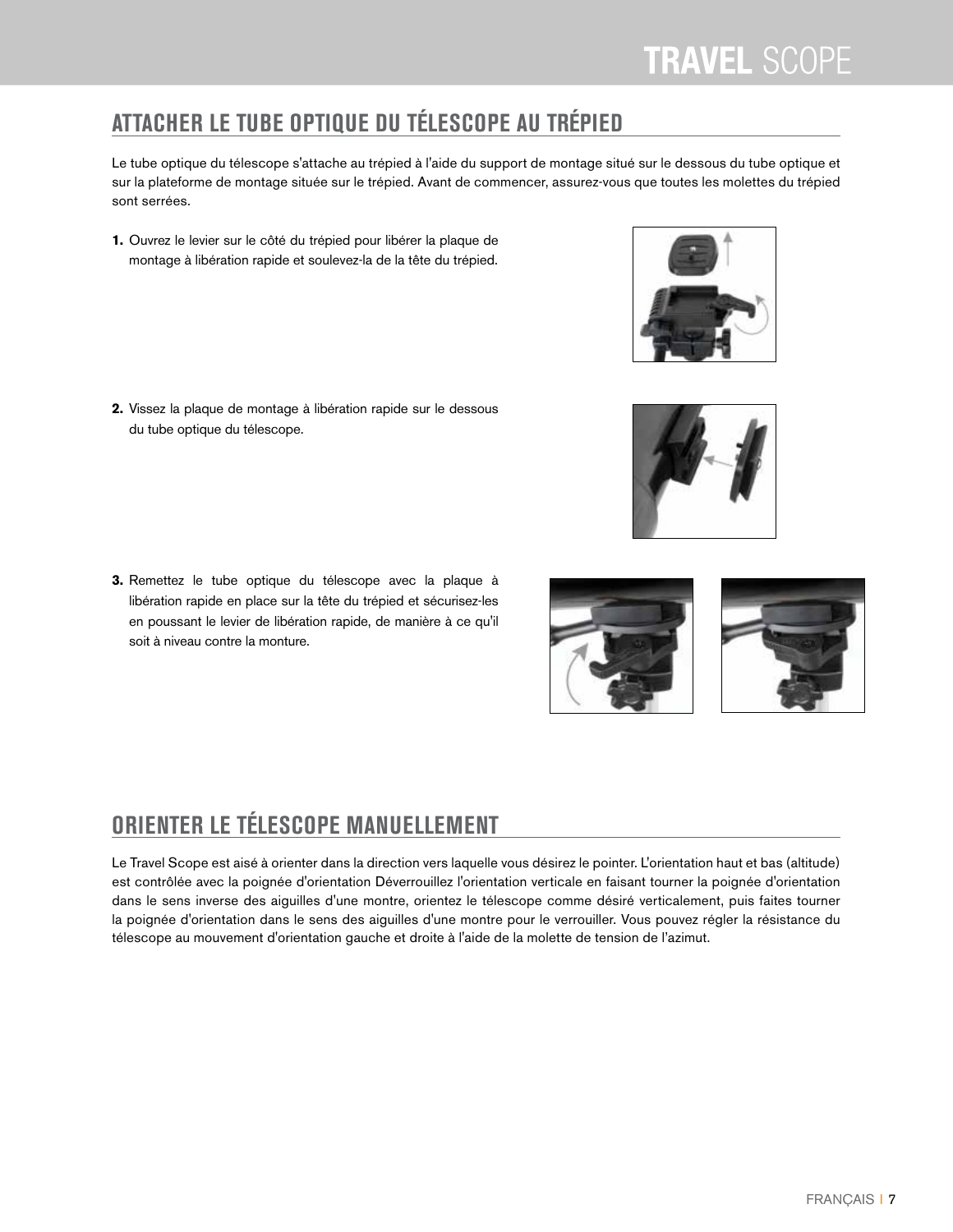## ATTACHER LE TUBE OPTIQUE DU TÉLESCOPE AU TRÉPIED

Le tube optique du télescope s'attache au trépied à l'aide du support de montage situé sur le dessous du tube optique et sur la plateforme de montage située sur le trépied. Avant de commencer, assurez-vous que toutes les molettes du trépied sont serrées.

1. Ouvrez le levier sur le côté du trépied pour libérer la plaque de montage à libération rapide et soulevez-la de la tête du trépied.

2. Vissez la plaque de montage à libération rapide sur le dessous du tube optique du télescope.

3. Remettez le tube optique du télescope avec la plaque à libération rapide en place sur la tête du trépied et sécurisez-les en poussant le levier de libération rapide, de manière à ce qu'il soit à niveau contre la monture.

## ORIENTER LE TÉLESCOPE MANUELLEMENT

Le Travel Scope est aisé à orienter dans la direction vers laquelle vous désirez le pointer. L'orientation haut et bas (altitude) est contrôlée avec la poignée d'orientation Déverrouillez l'orientation verticale en faisant tourner la poignée d'orientation dans le sens inverse des aiguilles d'une montre, orientez le télescope comme désiré verticalement, puis faites tourner la poignée d'orientation dans le sens des aiguilles d'une montre pour le verrouiller. Vous pouvez régler la résistance du télescope au mouvement d'orientation gauche et droite à l'aide de la molette de tension de l'azimut.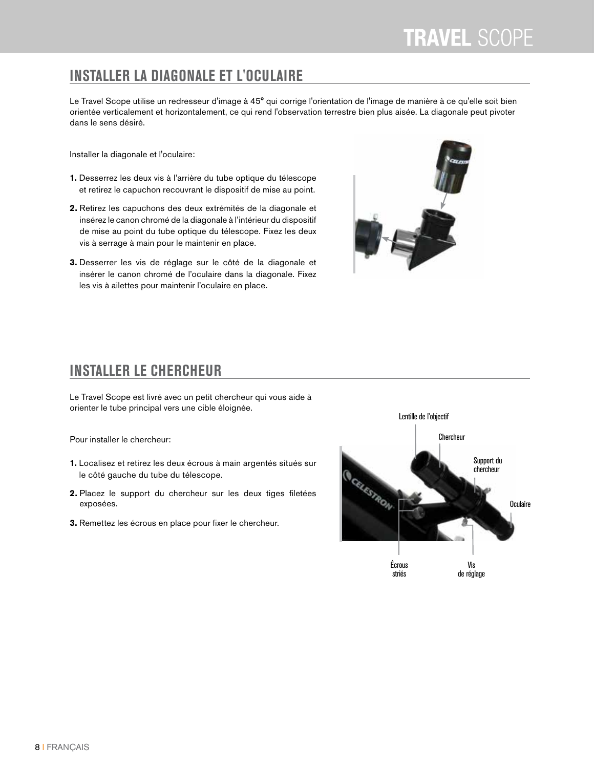## INSTALLER LA DIAGONALE ET L'OCULAIRE

Le Travel Scope utilise un redresseur d'image à 45° qui corrige l'orientation de l'image de manière à ce qu'elle soit bien orientée verticalement et horizontalement, ce qui rend l'observation terrestre bien plus aisée. La diagonale peut pivoter dans le sens désiré.

Installer la diagonale et l'oculaire:

1. Desserrez les deux vis à l'arrière du tube optique du télescope et retirez le capuchon recouvrant le dispositif de mise au point.
2. Retirez les capuchons des deux extrémités de la diagonale et insérez le canon chromé de la diagonale à l'intérieur du dispositif de mise au point du tube optique du télescope. Fixez les deux vis à serrage à main pour le maintenir en place.
3. Desserrer les vis de réglage sur le côté de la diagonale et insérer le canon chromé de l'oculaire dans la diagonale. Fixez les vis à ailettes pour maintenir l'oculaire en place.

## INSTALLER LE CHERCHEUR

Le Travel Scope est livré avec un petit chercheur qui vous aide à orienter le tube principal vers une cible éloignée.

Pour installer le chercheur:

1. Localisez et retirez les deux écrous à main argentés situés sur le côté gauche du tube du télescope.
2. Placez le support du chercheur sur les deux tiges filetées exposées.
3. Remettez les écrous en place pour fixer le chercheur.

Lentille de l'objectif

Chercheur

Support du chercheur

Oculaire

Écrous striés

Vis de réglage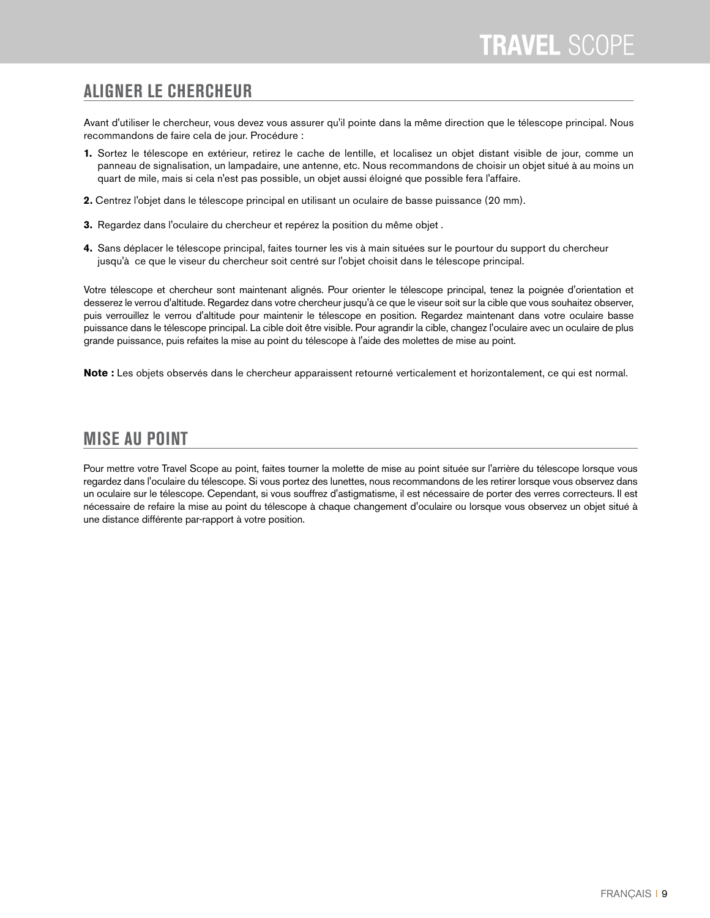## ALIGNER LE CHERCHEUR

Avant d'utiliser le chercheur, vous devez vous assurer qu'il pointe dans la même direction que le télescope principal. Nous recommandons de faire cela de jour. Procédure :

1. Sortez le télescope en extérieur, retirez le cache de lentille, et localisez un objet distant visible de jour, comme un panneau de signalisation, un lampadaire, une antenne, etc. Nous recommandons de choisir un objet situé à au moins un quart de mile, mais si cela n'est pas possible, un objet aussi éloigné que possible fera l'affaire.
2. Centrez l'objet dans le télescope principal en utilisant un oculaire de basse puissance (20 mm).
3. Regardez dans l'oculaire du chercheur et repérez la position du même objet .
4. Sans déplacer le télescope principal, faites tourner les vis à main situées sur le pourtour du support du chercheur jusqu'à ce que le viseur du chercheur soit centré sur l'objet choisit dans le télescope principal.

Votre télescope et chercheur sont maintenant alignés. Pour orienter le télescope principal, tenez la poignée d'orientation et desserez le verrou d'altitude. Regardez dans votre chercheur jusqu'à ce que le viseur soit sur la cible que vous souhaitez observer, puis verrouillez le verrou d'altitude pour maintenir le télescope en position. Regardez maintenant dans votre oculaire basse puissance dans le télescope principal. La cible doit être visible. Pour agrandir la cible, changez l'oculaire avec un oculaire de plus grande puissance, puis refaites la mise au point du télescope à l'aide des molettes de mise au point.

**Note :** Les objets observés dans le chercheur apparaissent retourné verticalement et horizontalement, ce qui est normal.

## MISE AU POINT

Pour mettre votre Travel Scope au point, faites tourner la molette de mise au point située sur l'arrière du télescope lorsque vous regardez dans l'oculaire du télescope. Si vous portez des lunettes, nous recommandons de les retirer lorsque vous observez dans un oculaire sur le télescope. Cependant, si vous souffrez d'astigmatisme, il est nécessaire de porter des verres correcteurs. Il est nécessaire de refaire la mise au point du télescope à chaque changement d'oculaire ou lorsque vous observez un objet situé à une distance différente par-rapport à votre position.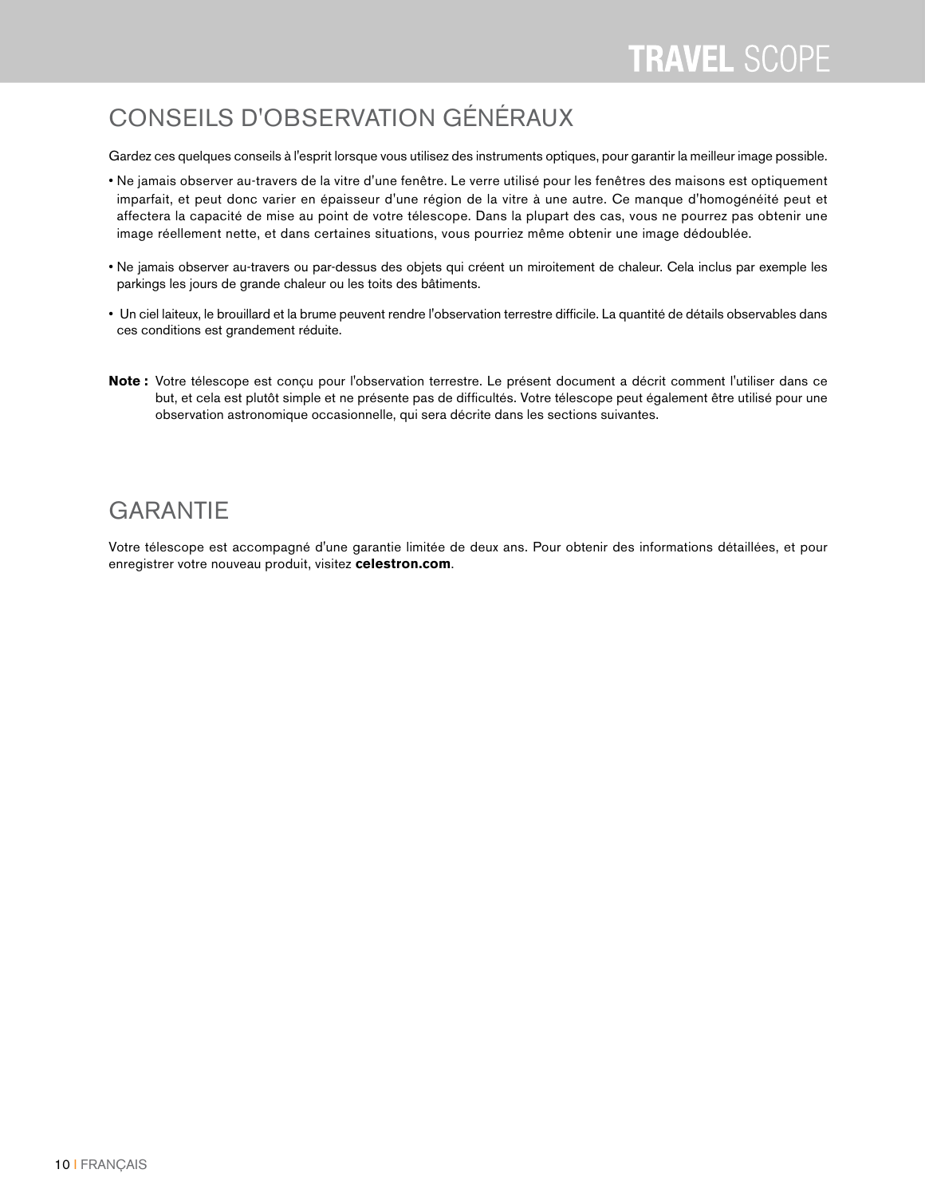## CONSEILS D'OBSERVATION GÉNÉRAUX

Gardez ces quelques conseils à l'esprit lorsque vous utilisez des instruments optiques, pour garantir la meilleur image possible.

- Ne jamais observer au-travers de la vitre d'une fenêtre. Le verre utilisé pour les fenêtres des maisons est optiquement imparfait, et peut donc varier en épaisseur d'une région de la vitre à une autre. Ce manque d'homogénéité peut et affectera la capacité de mise au point de votre télescope. Dans la plupart des cas, vous ne pourrez pas obtenir une image réellement nette, et dans certaines situations, vous pourriez même obtenir une image dédoublée.

- Ne jamais observer au-travers ou par-dessus des objets qui créent un miroitement de chaleur. Cela inclus par exemple les parkings les jours de grande chaleur ou les toits des bâtiments.

- Un ciel laiteux, le brouillard et la brume peuvent rendre l'observation terrestre difficile. La quantité de détails observables dans ces conditions est grandement réduite.

**Note :** Votre télescope est conçu pour l'observation terrestre. Le présent document a décrit comment l'utiliser dans ce but, et cela est plutôt simple et ne présente pas de difficultés. Votre télescope peut également être utilisé pour une observation astronomique occasionnelle, qui sera décrite dans les sections suivantes.

## GARANTIE

Votre télescope est accompagné d'une garantie limitée de deux ans. Pour obtenir des informations détaillées, et pour enregistrer votre nouveau produit, visitez **celestron.com**.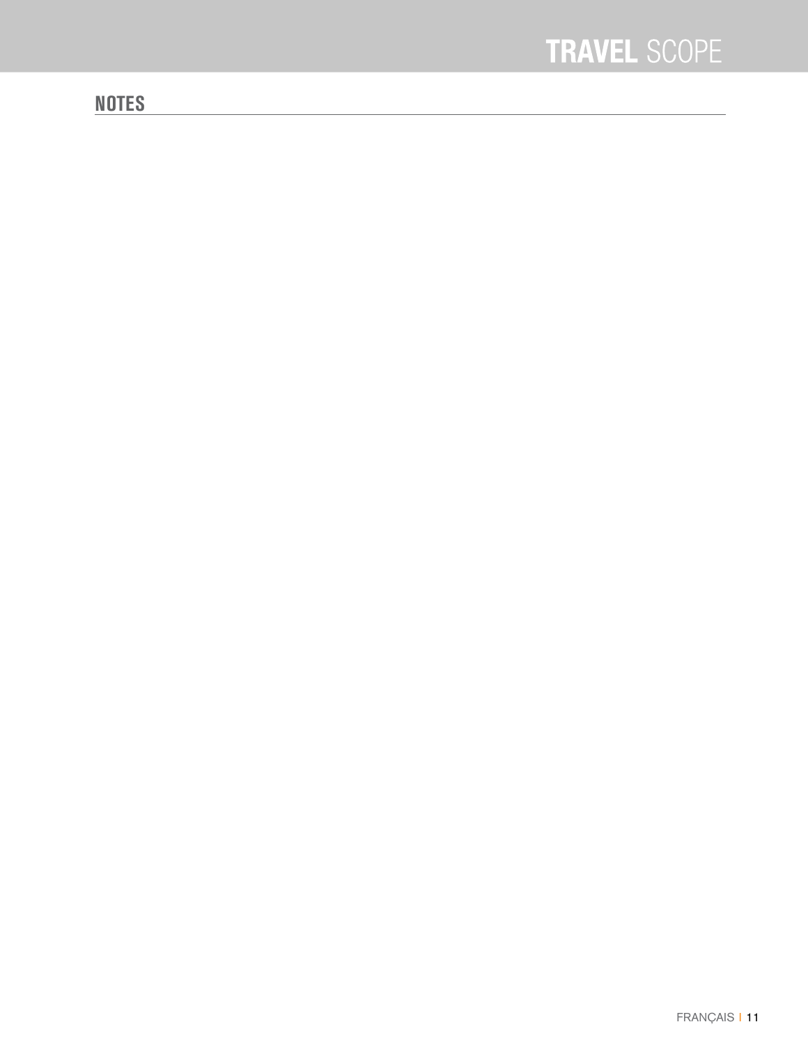## NOTES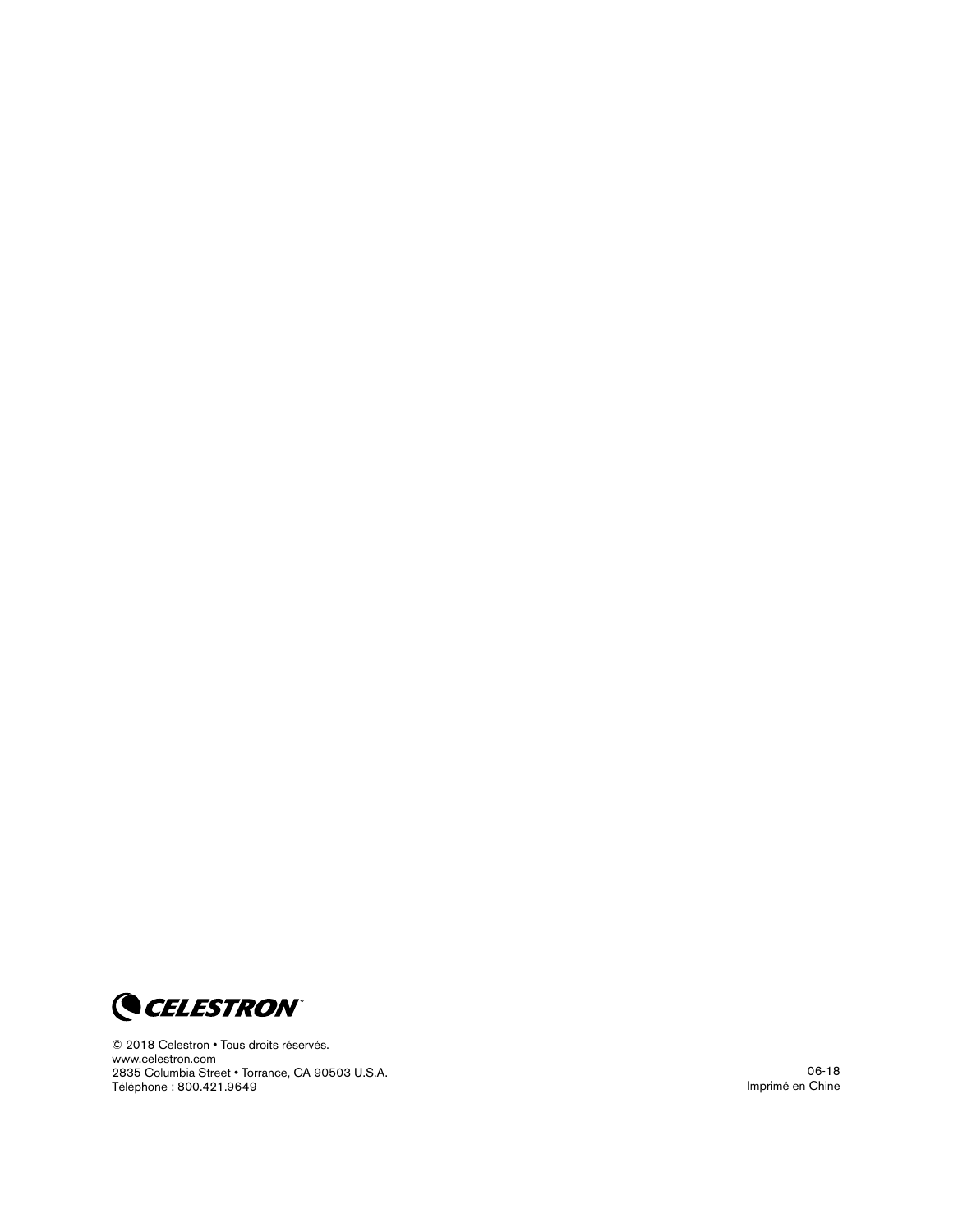CELESTRON

© 2018 Celestron • Tous droits réservés.
www.celestron.com
2835 Columbia Street • Torrance, CA 90503 U.S.A.
Téléphone : 800.421.9649

06-18
Imprimé en Chine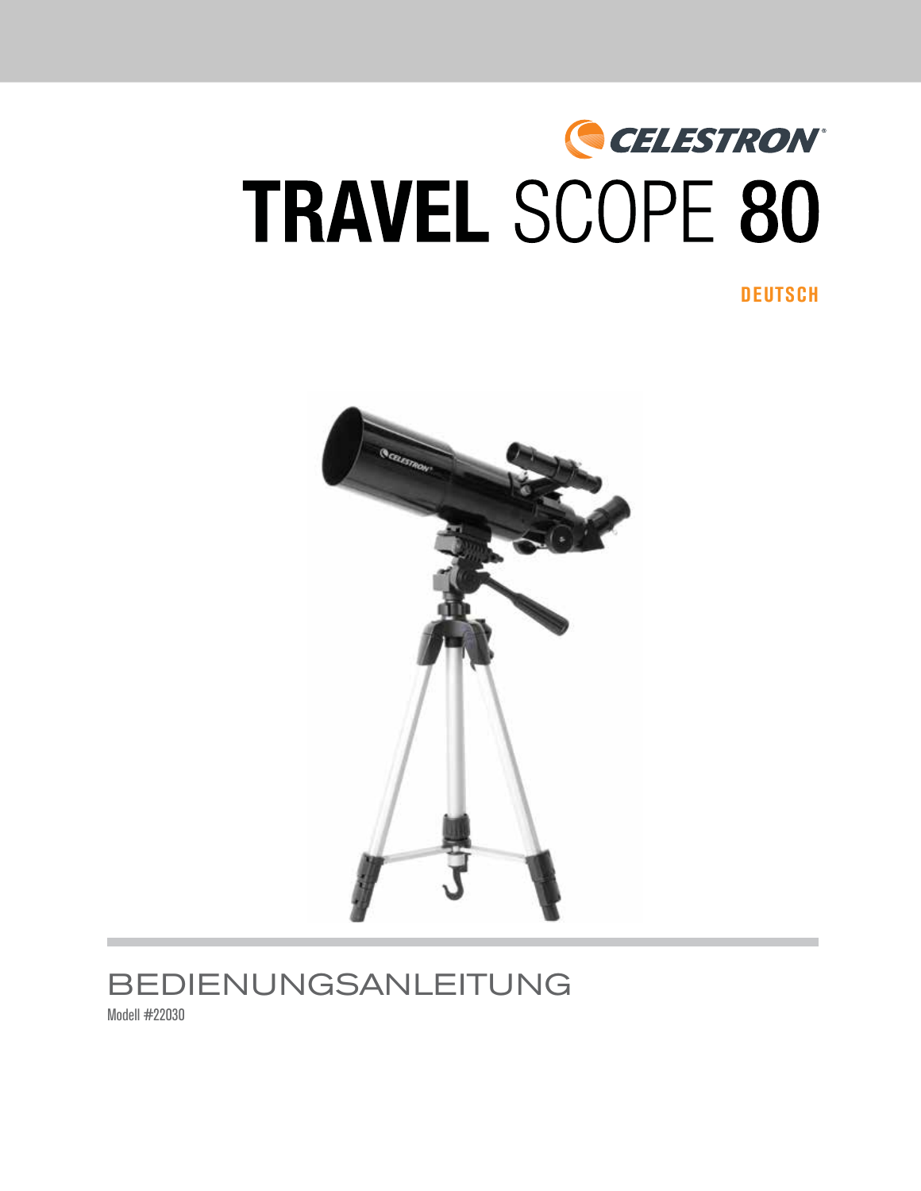CELESTRON

# TRAVEL SCOPE 80

DEUTSCH

BEDIENUNGSANLEITUNG

Modell #22030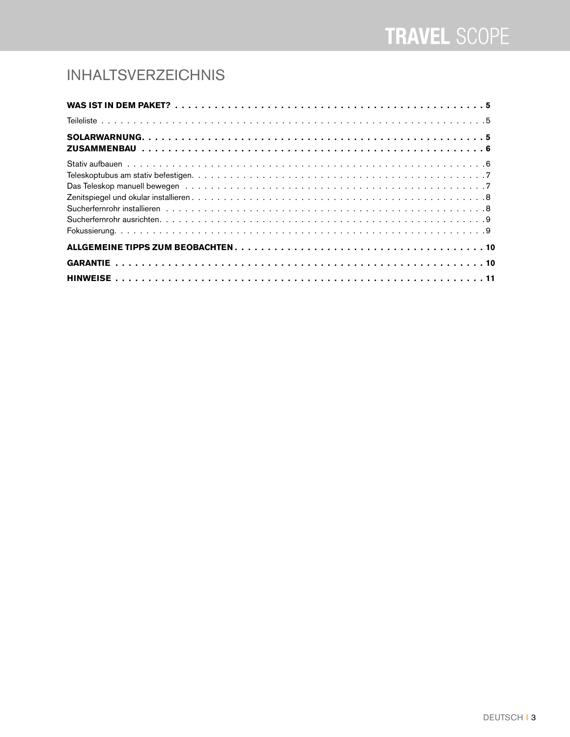# INHALTSVERZEICHNIS

**WAS IST IN DEM PAKET? . . . . . . . . . . . . . . . . . . . . . . . . . . . . . . . . . . . . . . . . . . . . . . . . 5**

Teileliste . . . . . . . . . . . . . . . . . . . . . . . . . . . . . . . . . . . . . . . . . . . . . . . . . . . . . . . . . . . . . . . 5

**SOLARWARNUNG. . . . . . . . . . . . . . . . . . . . . . . . . . . . . . . . . . . . . . . . . . . . . . . . . . . . . . . 5**

**ZUSAMMENBAU . . . . . . . . . . . . . . . . . . . . . . . . . . . . . . . . . . . . . . . . . . . . . . . . . . . . . . . 6**

Stativ aufbauen . . . . . . . . . . . . . . . . . . . . . . . . . . . . . . . . . . . . . . . . . . . . . . . . . . . . . . . . . . . 6

Teleskoptubus am stativ befestigen. . . . . . . . . . . . . . . . . . . . . . . . . . . . . . . . . . . . . . . . . . . . . . 7

Das Teleskop manuell bewegen . . . . . . . . . . . . . . . . . . . . . . . . . . . . . . . . . . . . . . . . . . . . . . . . 7

Zenitspiegel und okular installieren . . . . . . . . . . . . . . . . . . . . . . . . . . . . . . . . . . . . . . . . . . . . . . 8

Sucherfernrohr installieren . . . . . . . . . . . . . . . . . . . . . . . . . . . . . . . . . . . . . . . . . . . . . . . . . . . 8

Sucherfernrohr ausrichten. . . . . . . . . . . . . . . . . . . . . . . . . . . . . . . . . . . . . . . . . . . . . . . . . . . . 9

Fokussierung. . . . . . . . . . . . . . . . . . . . . . . . . . . . . . . . . . . . . . . . . . . . . . . . . . . . . . . . . . . . . 9

**ALLGEMEINE TIPPS ZUM BEOBACHTEN . . . . . . . . . . . . . . . . . . . . . . . . . . . . . . . . . . . . . . 10**

**GARANTIE . . . . . . . . . . . . . . . . . . . . . . . . . . . . . . . . . . . . . . . . . . . . . . . . . . . . . . . . . . . . 10**

**HINWEISE . . . . . . . . . . . . . . . . . . . . . . . . . . . . . . . . . . . . . . . . . . . . . . . . . . . . . . . . . . . . 11**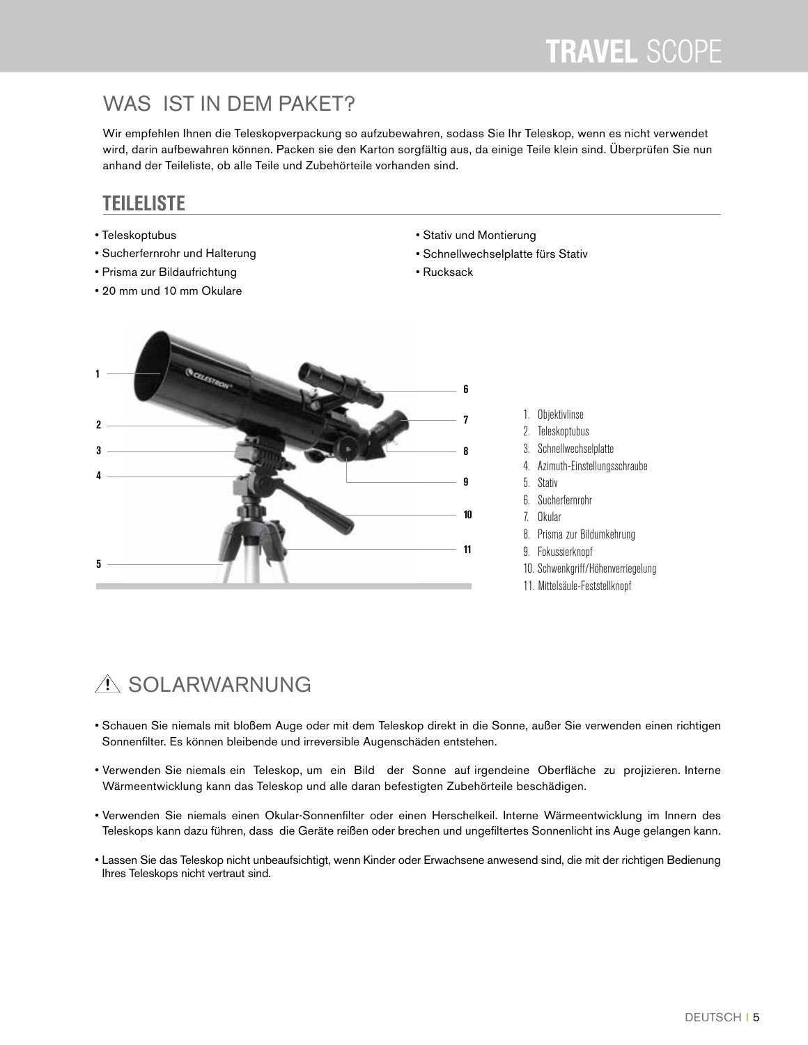## WAS IST IN DEM PAKET?

Wir empfehlen Ihnen die Teleskopverpackung so aufzubewahren, sodass Sie Ihr Teleskop, wenn es nicht verwendet wird, darin aufbewahren können. Packen sie den Karton sorgfältig aus, da einige Teile klein sind. Überprüfen Sie nun anhand der Teileliste, ob alle Teile und Zubehörteile vorhanden sind.

### TEILELISTE

- Teleskoptubus
- Sucherfernrohr und Halterung
- Prisma zur Bildaufrichtung
- 20 mm und 10 mm Okulare
- Stativ und Montierung
- Schnellwechselplatte fürs Stativ
- Rucksack

1. Objektivlinse
2. Teleskoptubus
3. Schnellwechselplatte
4. Azimuth-Einstellungsschraube
5. Stativ
6. Sucherfernrohr
7. Okular
8. Prisma zur Bildumkehrung
9. Fokussierknopf
10. Schwenkgriff/Höhenverriegelung
11. Mittelsäule-Feststellknopf

## ⚠ SOLARWARNUNG

- Schauen Sie niemals mit bloßem Auge oder mit dem Teleskop direkt in die Sonne, außer Sie verwenden einen richtigen Sonnenfilter. Es können bleibende und irreversible Augenschäden entstehen.
- Verwenden Sie niemals ein Teleskop, um ein Bild der Sonne auf irgendeine Oberfläche zu projizieren. Interne Wärmeentwicklung kann das Teleskop und alle daran befestigten Zubehörteile beschädigen.
- Verwenden Sie niemals einen Okular-Sonnenfilter oder einen Herschelkeil. Interne Wärmeentwicklung im Innern des Teleskops kann dazu führen, dass die Geräte reißen oder brechen und ungefiltertes Sonnenlicht ins Auge gelangen kann.
- Lassen Sie das Teleskop nicht unbeaufsichtigt, wenn Kinder oder Erwachsene anwesend sind, die mit der richtigen Bedienung Ihres Teleskops nicht vertraut sind.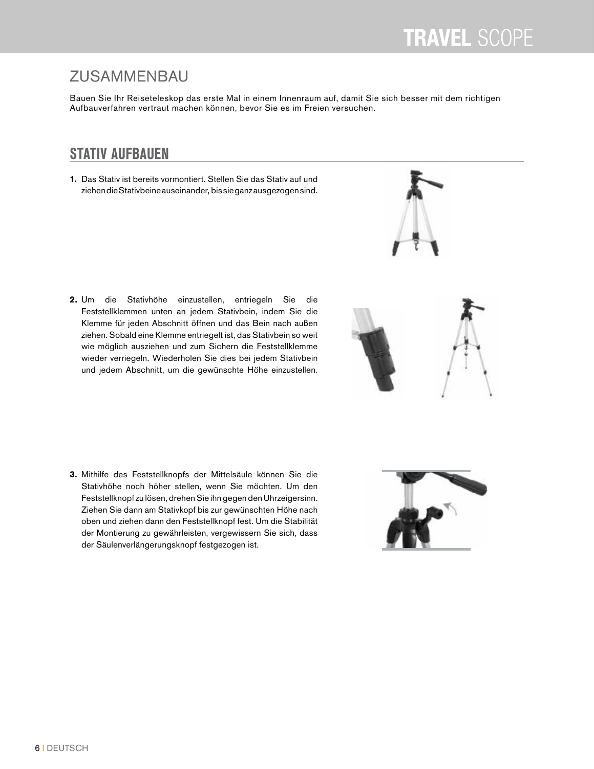## ZUSAMMENBAU

Bauen Sie Ihr Reiseteleskop das erste Mal in einem Innenraum auf, damit Sie sich besser mit dem richtigen Aufbauverfahren vertraut machen können, bevor Sie es im Freien versuchen.

### STATIV AUFBAUEN

1. Das Stativ ist bereits vormontiert. Stellen Sie das Stativ auf und ziehen die Stativbeine auseinander, bis sie ganz ausgezogen sind.

2. Um die Stativhöhe einzustellen, entriegeln Sie die Feststellklemmen unten an jedem Stativbein, indem Sie die Klemme für jeden Abschnitt öffnen und das Bein nach außen ziehen. Sobald eine Klemme entriegelt ist, das Stativbein so weit wie möglich ausziehen und zum Sichern die Feststellklemme wieder verriegeln. Wiederholen Sie dies bei jedem Stativbein und jedem Abschnitt, um die gewünschte Höhe einzustellen.

3. Mithilfe des Feststellknopfs der Mittelsäule können Sie die Stativhöhe noch höher stellen, wenn Sie möchten. Um den Feststellknopf zu lösen, drehen Sie ihn gegen den Uhrzeigersinn. Ziehen Sie dann am Stativkopf bis zur gewünschten Höhe nach oben und ziehen dann den Feststellknopf fest. Um die Stabilität der Montierung zu gewährleisten, vergewissern Sie sich, dass der Säulenverlängerungsknopf festgezogen ist.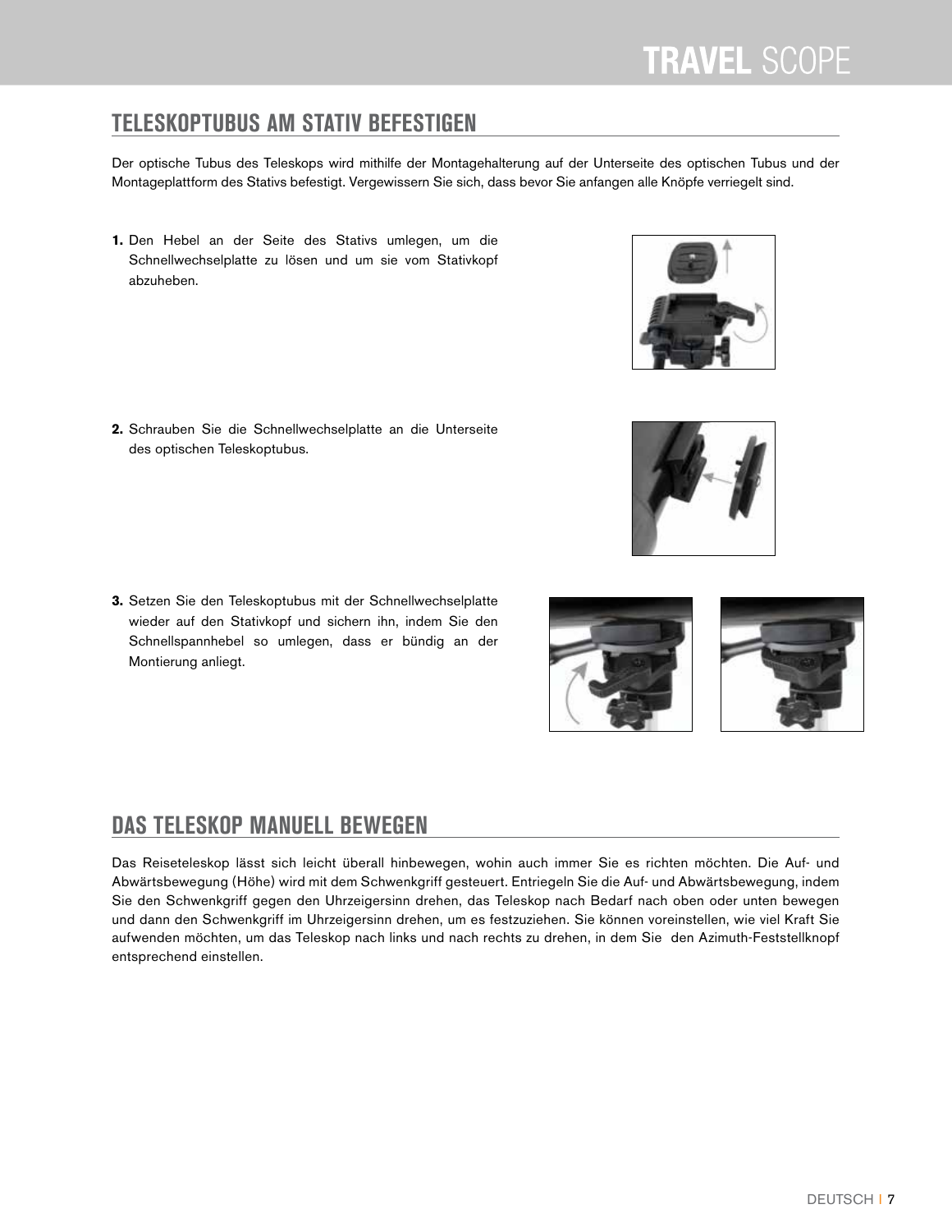## TELESKOPTUBUS AM STATIV BEFESTIGEN

Der optische Tubus des Teleskops wird mithilfe der Montagehalterung auf der Unterseite des optischen Tubus und der Montageplattform des Stativs befestigt. Vergewissern Sie sich, dass bevor Sie anfangen alle Knöpfe verriegelt sind.

1. Den Hebel an der Seite des Stativs umlegen, um die Schnellwechselplatte zu lösen und um sie vom Stativkopf abzuheben.

2. Schrauben Sie die Schnellwechselplatte an die Unterseite des optischen Teleskoptubus.

3. Setzen Sie den Teleskoptubus mit der Schnellwechselplatte wieder auf den Stativkopf und sichern ihn, indem Sie den Schnellspannhebel so umlegen, dass er bündig an der Montierung anliegt.

## DAS TELESKOP MANUELL BEWEGEN

Das Reiseteleskop lässt sich leicht überall hinbewegen, wohin auch immer Sie es richten möchten. Die Auf- und Abwärtsbewegung (Höhe) wird mit dem Schwenkgriff gesteuert. Entriegeln Sie die Auf- und Abwärtsbewegung, indem Sie den Schwenkgriff gegen den Uhrzeigersinn drehen, das Teleskop nach Bedarf nach oben oder unten bewegen und dann den Schwenkgriff im Uhrzeigersinn drehen, um es festzuziehen. Sie können voreinstellen, wie viel Kraft Sie aufwenden möchten, um das Teleskop nach links und nach rechts zu drehen, in dem Sie den Azimuth-Feststellknopf entsprechend einstellen.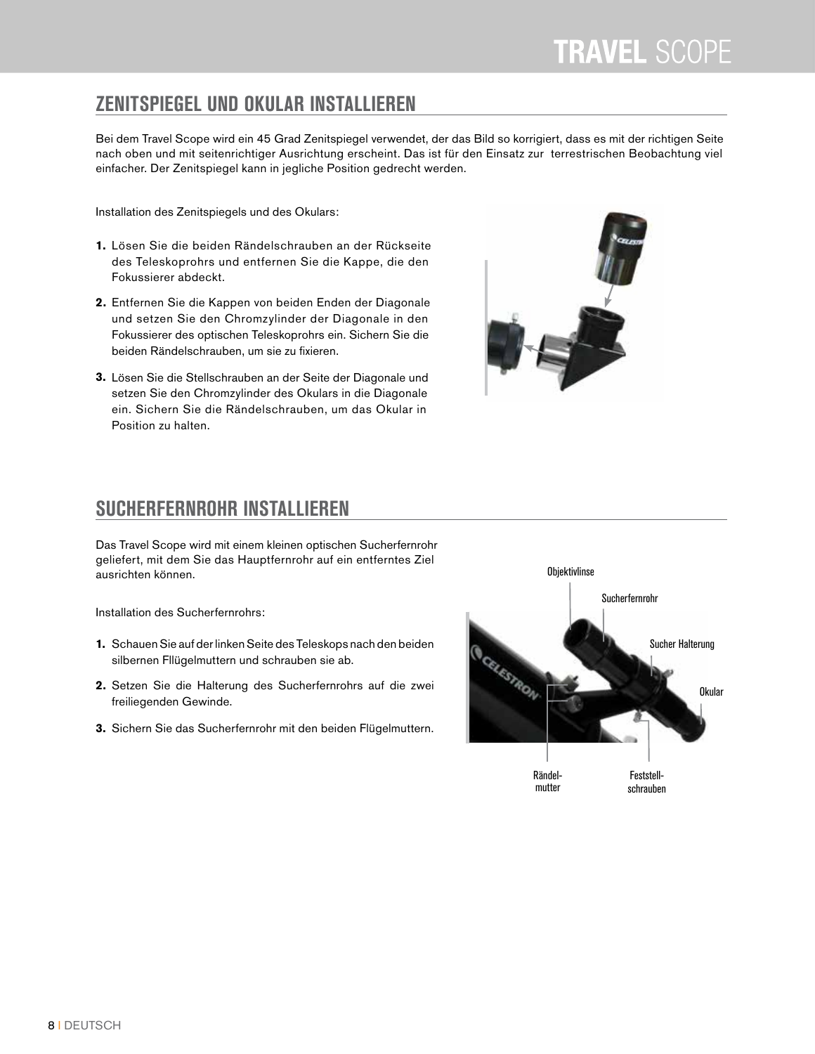## ZENITSPIEGEL UND OKULAR INSTALLIEREN

Bei dem Travel Scope wird ein 45 Grad Zenitspiegel verwendet, der das Bild so korrigiert, dass es mit der richtigen Seite nach oben und mit seitenrichtiger Ausrichtung erscheint. Das ist für den Einsatz zur terrestrischen Beobachtung viel einfacher. Der Zenitspiegel kann in jegliche Position gedrecht werden.

Installation des Zenitspiegels und des Okulars:

1. Lösen Sie die beiden Rändelschrauben an der Rückseite des Teleskoprohrs und entfernen Sie die Kappe, die den Fokussierer abdeckt.
2. Entfernen Sie die Kappen von beiden Enden der Diagonale und setzen Sie den Chromzylinder der Diagonale in den Fokussierer des optischen Teleskoprohrs ein. Sichern Sie die beiden Rändelschrauben, um sie zu fixieren.
3. Lösen Sie die Stellschrauben an der Seite der Diagonale und setzen Sie den Chromzylinder des Okulars in die Diagonale ein. Sichern Sie die Rändelschrauben, um das Okular in Position zu halten.

## SUCHERFERNROHR INSTALLIEREN

Das Travel Scope wird mit einem kleinen optischen Sucherfernrohr geliefert, mit dem Sie das Hauptfernrohr auf ein entferntes Ziel ausrichten können.

Installation des Sucherfernrohrs:

1. Schauen Sie auf der linken Seite des Teleskops nach den beiden silbernen Fllügelmuttern und schrauben sie ab.
2. Setzen Sie die Halterung des Sucherfernrohrs auf die zwei freiliegenden Gewinde.
3. Sichern Sie das Sucherfernrohr mit den beiden Flügelmuttern.

Objektivlinse
Sucherfernrohr
Sucher Halterung
Okular
Rändel-mutter
Feststell-schrauben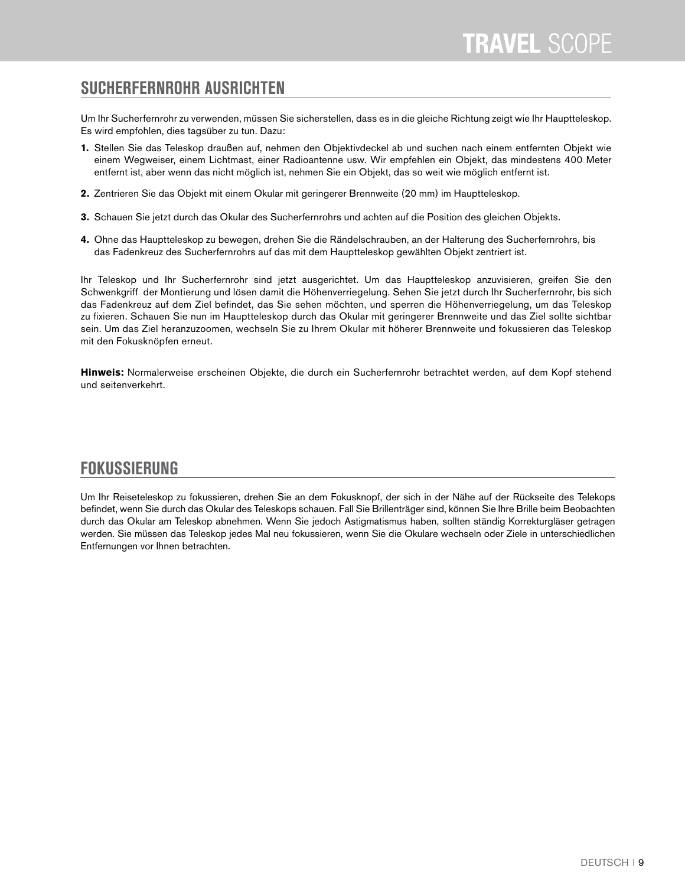## SUCHERFERNROHR AUSRICHTEN

Um Ihr Sucherfernrohr zu verwenden, müssen Sie sicherstellen, dass es in die gleiche Richtung zeigt wie Ihr Hauptteleskop. Es wird empfohlen, dies tagsüber zu tun. Dazu:

1. Stellen Sie das Teleskop draußen auf, nehmen den Objektivdeckel ab und suchen nach einem entfernten Objekt wie einem Wegweiser, einem Lichtmast, einer Radioantenne usw. Wir empfehlen ein Objekt, das mindestens 400 Meter entfernt ist, aber wenn das nicht möglich ist, nehmen Sie ein Objekt, das so weit wie möglich entfernt ist.
2. Zentrieren Sie das Objekt mit einem Okular mit geringerer Brennweite (20 mm) im Hauptteleskop.
3. Schauen Sie jetzt durch das Okular des Sucherfernrohrs und achten auf die Position des gleichen Objekts.
4. Ohne das Hauptteleskop zu bewegen, drehen Sie die Rändelschrauben, an der Halterung des Sucherfernrohrs, bis das Fadenkreuz des Sucherfernrohrs auf das mit dem Hauptteleskop gewählten Objekt zentriert ist.

Ihr Teleskop und Ihr Sucherfernrohr sind jetzt ausgerichtet. Um das Hauptteleskop anzuvisieren, greifen Sie den Schwenkgriff der Montierung und lösen damit die Höhenverriegelung. Sehen Sie jetzt durch Ihr Sucherfernrohr, bis sich das Fadenkreuz auf dem Ziel befindet, das Sie sehen möchten, und sperren die Höhenverriegelung, um das Teleskop zu fixieren. Schauen Sie nun im Hauptteleskop durch das Okular mit geringerer Brennweite und das Ziel sollte sichtbar sein. Um das Ziel heranzuzoomen, wechseln Sie zu Ihrem Okular mit höherer Brennweite und fokussieren das Teleskop mit den Fokusknöpfen erneut.

**Hinweis:** Normalerweise erscheinen Objekte, die durch ein Sucherfernrohr betrachtet werden, auf dem Kopf stehend und seitenverkehrt.

## FOKUSSIERUNG

Um Ihr Reiseteleskop zu fokussieren, drehen Sie an dem Fokusknopf, der sich in der Nähe auf der Rückseite des Telekops befindet, wenn Sie durch das Okular des Teleskops schauen. Fall Sie Brillenträger sind, können Sie Ihre Brille beim Beobachten durch das Okular am Teleskop abnehmen. Wenn Sie jedoch Astigmatismus haben, sollten ständig Korrekturgläser getragen werden. Sie müssen das Teleskop jedes Mal neu fokussieren, wenn Sie die Okulare wechseln oder Ziele in unterschiedlichen Entfernungen vor Ihnen betrachten.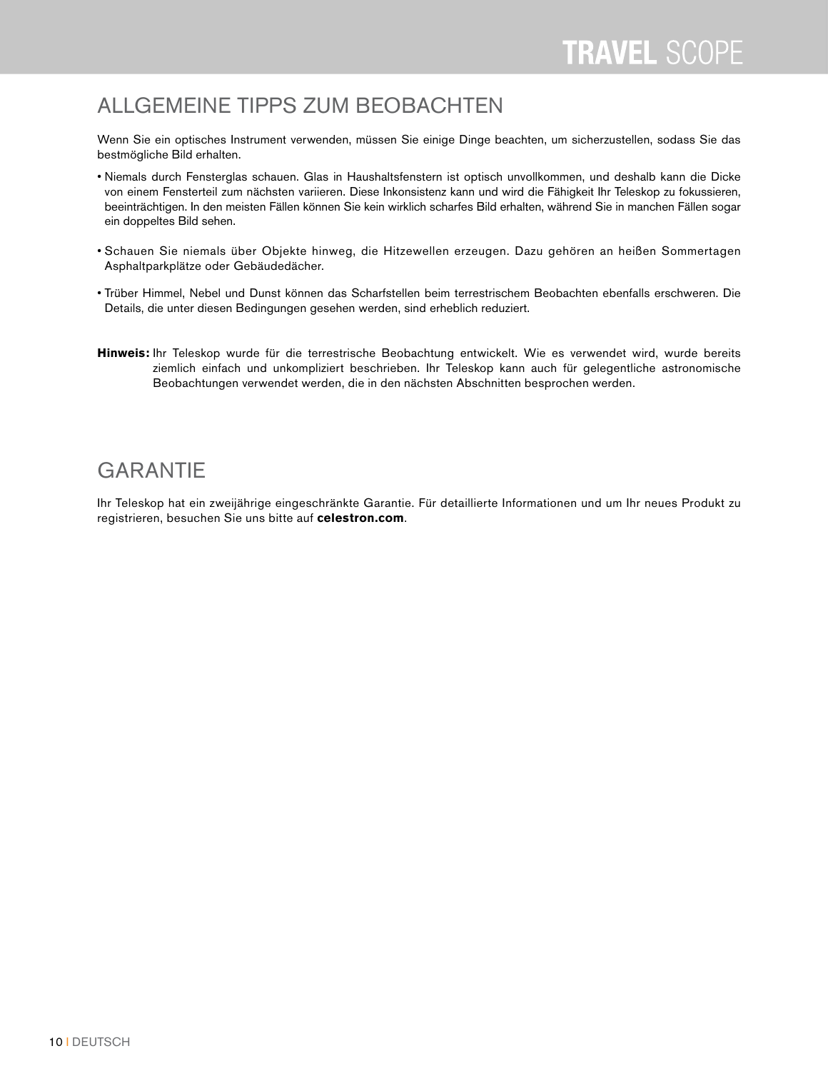## ALLGEMEINE TIPPS ZUM BEOBACHTEN

Wenn Sie ein optisches Instrument verwenden, müssen Sie einige Dinge beachten, um sicherzustellen, sodass Sie das bestmögliche Bild erhalten.

- Niemals durch Fensterglas schauen. Glas in Haushaltsfenstern ist optisch unvollkommen, und deshalb kann die Dicke von einem Fensterteil zum nächsten variieren. Diese Inkonsistenz kann und wird die Fähigkeit Ihr Teleskop zu fokussieren, beeinträchtigen. In den meisten Fällen können Sie kein wirklich scharfes Bild erhalten, während Sie in manchen Fällen sogar ein doppeltes Bild sehen.
- Schauen Sie niemals über Objekte hinweg, die Hitzewellen erzeugen. Dazu gehören an heißen Sommertagen Asphaltparkplätze oder Gebäudedächer.
- Trüber Himmel, Nebel und Dunst können das Scharfstellen beim terrestrischem Beobachten ebenfalls erschweren. Die Details, die unter diesen Bedingungen gesehen werden, sind erheblich reduziert.

**Hinweis:** Ihr Teleskop wurde für die terrestrische Beobachtung entwickelt. Wie es verwendet wird, wurde bereits ziemlich einfach und unkompliziert beschrieben. Ihr Teleskop kann auch für gelegentliche astronomische Beobachtungen verwendet werden, die in den nächsten Abschnitten besprochen werden.

## GARANTIE

Ihr Teleskop hat ein zweijährige eingeschränkte Garantie. Für detaillierte Informationen und um Ihr neues Produkt zu registrieren, besuchen Sie uns bitte auf **celestron.com**.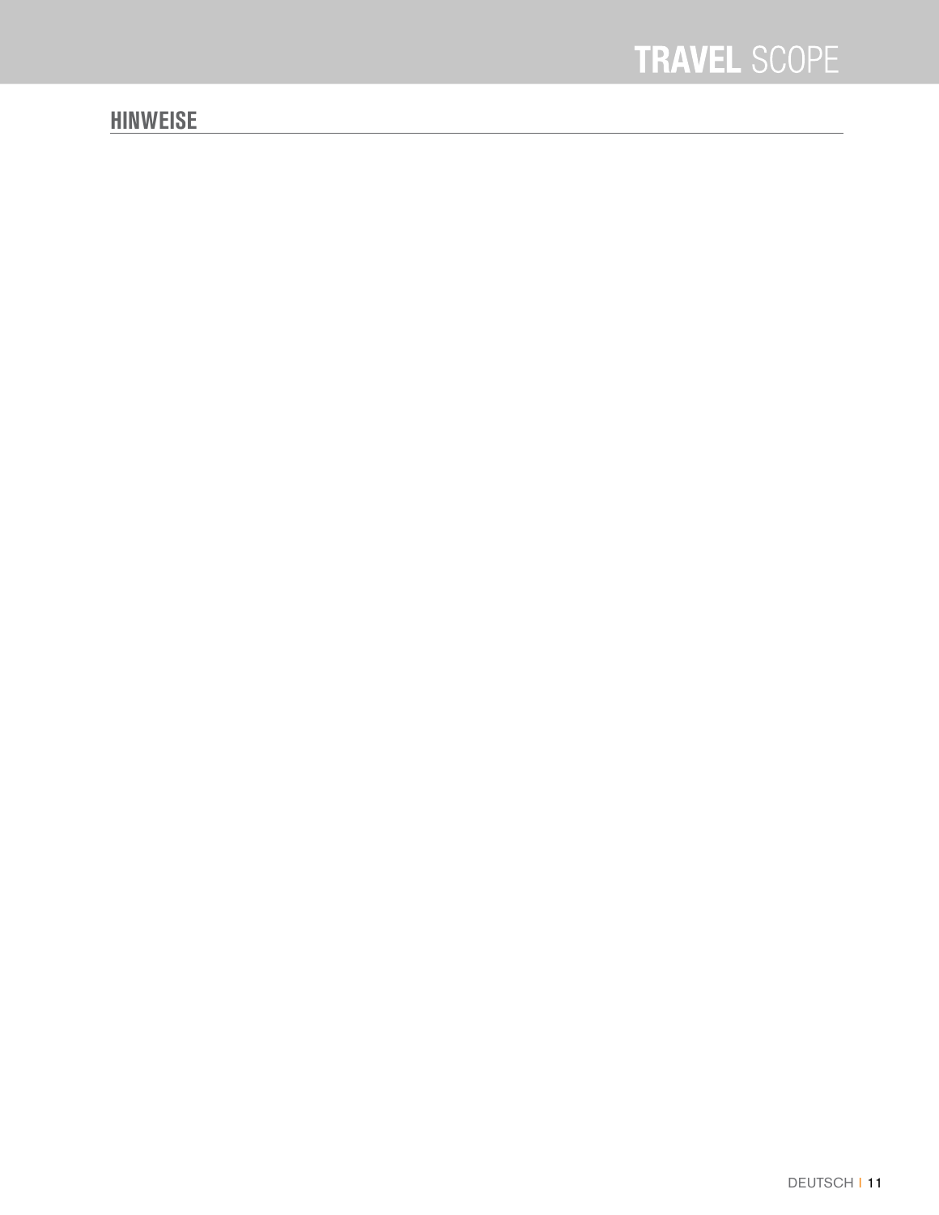## HINWEISE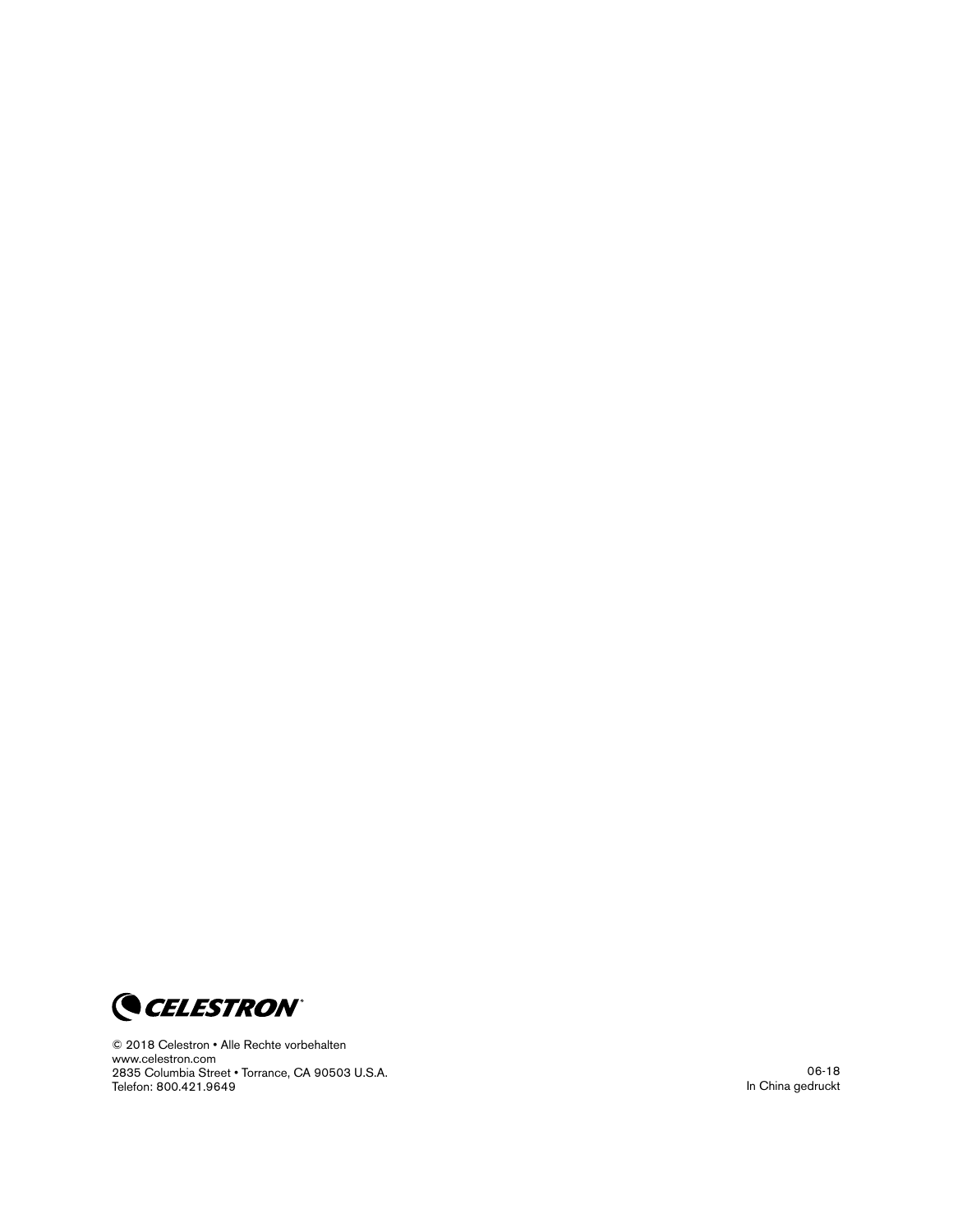CELESTRON

© 2018 Celestron • Alle Rechte vorbehalten
www.celestron.com
2835 Columbia Street • Torrance, CA 90503 U.S.A.
Telefon: 800.421.9649

06-18
In China gedruckt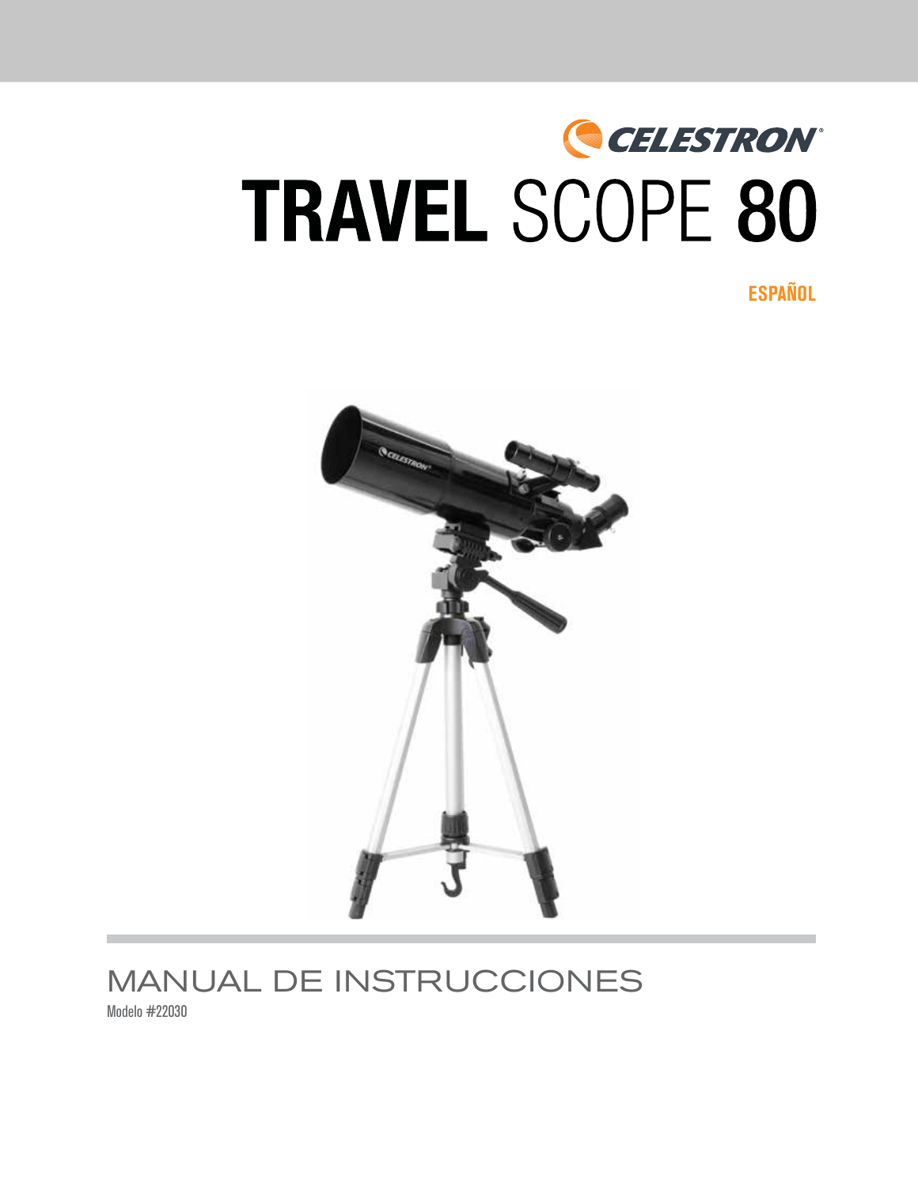CELESTRON

# TRAVEL SCOPE 80

ESPAÑOL

## MANUAL DE INSTRUCCIONES

Modelo #22030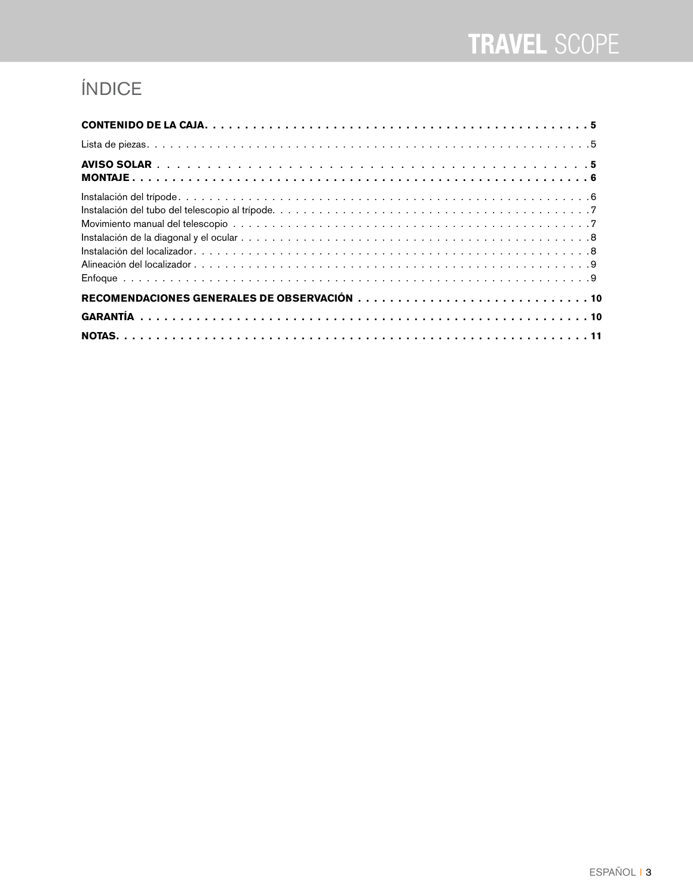# ÍNDICE

**CONTENIDO DE LA CAJA** . . . . . . . . . . . . . . . . . . . . . . . . . . . . . . . . . . . . . . . . . . . . . . . . **5**

Lista de piezas . . . . . . . . . . . . . . . . . . . . . . . . . . . . . . . . . . . . . . . . . . . . . . . . . . . . . . . . . . 5

**AVISO SOLAR** . . . . . . . . . . . . . . . . . . . . . . . . . . . . . . . . . . . . . . . . . . . . . . . . . . . **5**

**MONTAJE** . . . . . . . . . . . . . . . . . . . . . . . . . . . . . . . . . . . . . . . . . . . . . . . . . . . . . . . . **6**

Instalación del trípode . . . . . . . . . . . . . . . . . . . . . . . . . . . . . . . . . . . . . . . . . . . . . . . . . . . . . 6
Instalación del tubo del telescopio al trípode . . . . . . . . . . . . . . . . . . . . . . . . . . . . . . . . . . . . . . . . . 7
Movimiento manual del telescopio . . . . . . . . . . . . . . . . . . . . . . . . . . . . . . . . . . . . . . . . . . . . . . . 7
Instalación de la diagonal y el ocular . . . . . . . . . . . . . . . . . . . . . . . . . . . . . . . . . . . . . . . . . . . . . 8
Instalación del localizador . . . . . . . . . . . . . . . . . . . . . . . . . . . . . . . . . . . . . . . . . . . . . . . . . . . 8
Alineación del localizador . . . . . . . . . . . . . . . . . . . . . . . . . . . . . . . . . . . . . . . . . . . . . . . . . . . 9
Enfoque . . . . . . . . . . . . . . . . . . . . . . . . . . . . . . . . . . . . . . . . . . . . . . . . . . . . . . . . . . . . . . . 9

**RECOMENDACIONES GENERALES DE OBSERVACIÓN** . . . . . . . . . . . . . . . . . . . . . . . . . . . . **10**

**GARANTÍA** . . . . . . . . . . . . . . . . . . . . . . . . . . . . . . . . . . . . . . . . . . . . . . . . . . . . . . . **10**

**NOTAS** . . . . . . . . . . . . . . . . . . . . . . . . . . . . . . . . . . . . . . . . . . . . . . . . . . . . . . . . . . **11**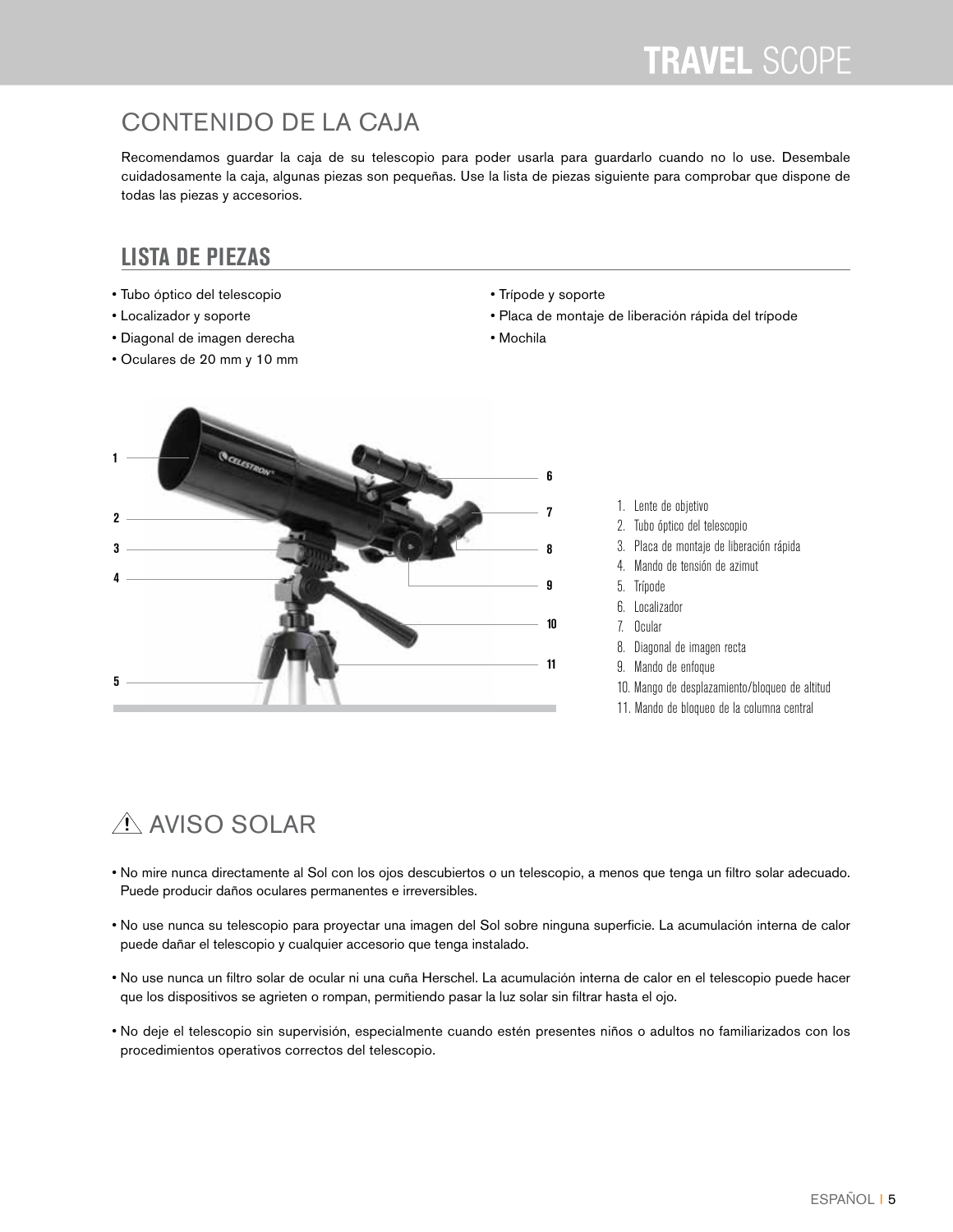## CONTENIDO DE LA CAJA

Recomendamos guardar la caja de su telescopio para poder usarla para guardarlo cuando no lo use. Desembale cuidadosamente la caja, algunas piezas son pequeñas. Use la lista de piezas siguiente para comprobar que dispone de todas las piezas y accesorios.

### LISTA DE PIEZAS

- Tubo óptico del telescopio
- Localizador y soporte
- Diagonal de imagen derecha
- Oculares de 20 mm y 10 mm
- Trípode y soporte
- Placa de montaje de liberación rápida del trípode
- Mochila

1. Lente de objetivo
2. Tubo óptico del telescopio
3. Placa de montaje de liberación rápida
4. Mando de tensión de azimut
5. Trípode
6. Localizador
7. Ocular
8. Diagonal de imagen recta
9. Mando de enfoque
10. Mango de desplazamiento/bloqueo de altitud
11. Mando de bloqueo de la columna central

## ⚠ AVISO SOLAR

- No mire nunca directamente al Sol con los ojos descubiertos o un telescopio, a menos que tenga un filtro solar adecuado. Puede producir daños oculares permanentes e irreversibles.
- No use nunca su telescopio para proyectar una imagen del Sol sobre ninguna superficie. La acumulación interna de calor puede dañar el telescopio y cualquier accesorio que tenga instalado.
- No use nunca un filtro solar de ocular ni una cuña Herschel. La acumulación interna de calor en el telescopio puede hacer que los dispositivos se agrieten o rompan, permitiendo pasar la luz solar sin filtrar hasta el ojo.
- No deje el telescopio sin supervisión, especialmente cuando estén presentes niños o adultos no familiarizados con los procedimientos operativos correctos del telescopio.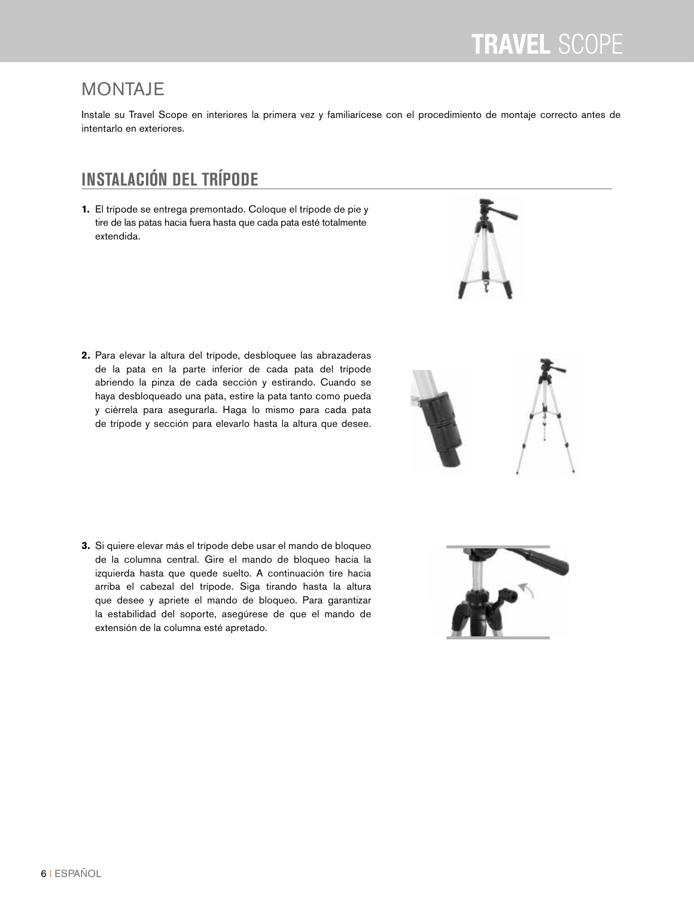## MONTAJE

Instale su Travel Scope en interiores la primera vez y familiarícese con el procedimiento de montaje correcto antes de intentarlo en exteriores.

## INSTALACIÓN DEL TRÍPODE

1. El trípode se entrega premontado. Coloque el trípode de pie y tire de las patas hacia fuera hasta que cada pata esté totalmente extendida.

2. Para elevar la altura del trípode, desbloquee las abrazaderas de la pata en la parte inferior de cada pata del trípode abriendo la pinza de cada sección y estirando. Cuando se haya desbloqueado una pata, estire la pata tanto como pueda y ciérrela para asegurarla. Haga lo mismo para cada pata de trípode y sección para elevarlo hasta la altura que desee.

3. Si quiere elevar más el trípode debe usar el mando de bloqueo de la columna central. Gire el mando de bloqueo hacia la izquierda hasta que quede suelto. A continuación tire hacia arriba el cabezal del trípode. Siga tirando hasta la altura que desee y apriete el mando de bloqueo. Para garantizar la estabilidad del soporte, asegúrese de que el mando de extensión de la columna esté apretado.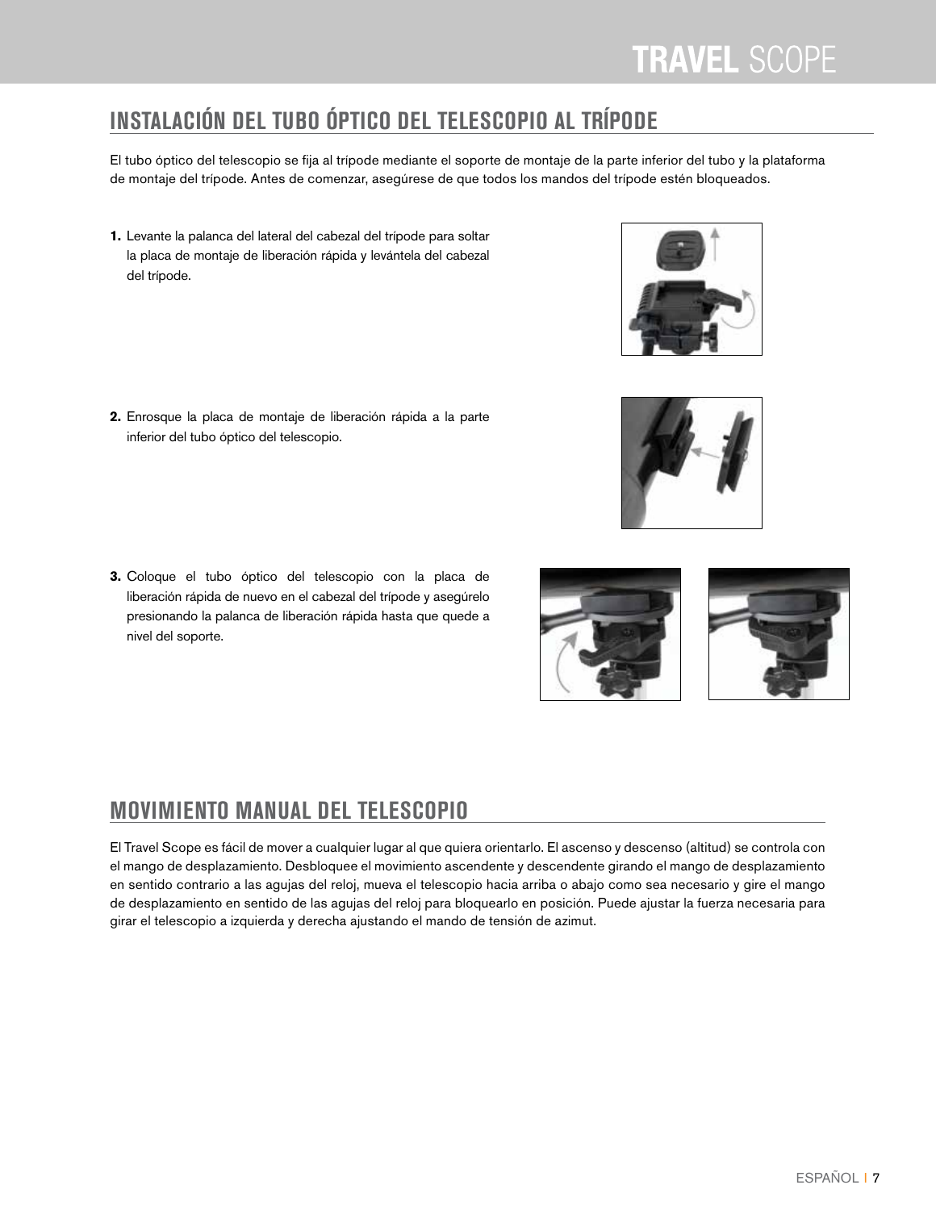## INSTALACIÓN DEL TUBO ÓPTICO DEL TELESCOPIO AL TRÍPODE

El tubo óptico del telescopio se fija al trípode mediante el soporte de montaje de la parte inferior del tubo y la plataforma de montaje del trípode. Antes de comenzar, asegúrese de que todos los mandos del trípode estén bloqueados.

1. Levante la palanca del lateral del cabezal del trípode para soltar la placa de montaje de liberación rápida y levántela del cabezal del trípode.

2. Enrosque la placa de montaje de liberación rápida a la parte inferior del tubo óptico del telescopio.

3. Coloque el tubo óptico del telescopio con la placa de liberación rápida de nuevo en el cabezal del trípode y asegúrelo presionando la palanca de liberación rápida hasta que quede a nivel del soporte.

## MOVIMIENTO MANUAL DEL TELESCOPIO

El Travel Scope es fácil de mover a cualquier lugar al que quiera orientarlo. El ascenso y descenso (altitud) se controla con el mango de desplazamiento. Desbloquee el movimiento ascendente y descendente girando el mango de desplazamiento en sentido contrario a las agujas del reloj, mueva el telescopio hacia arriba o abajo como sea necesario y gire el mango de desplazamiento en sentido de las agujas del reloj para bloquearlo en posición. Puede ajustar la fuerza necesaria para girar el telescopio a izquierda y derecha ajustando el mando de tensión de azimut.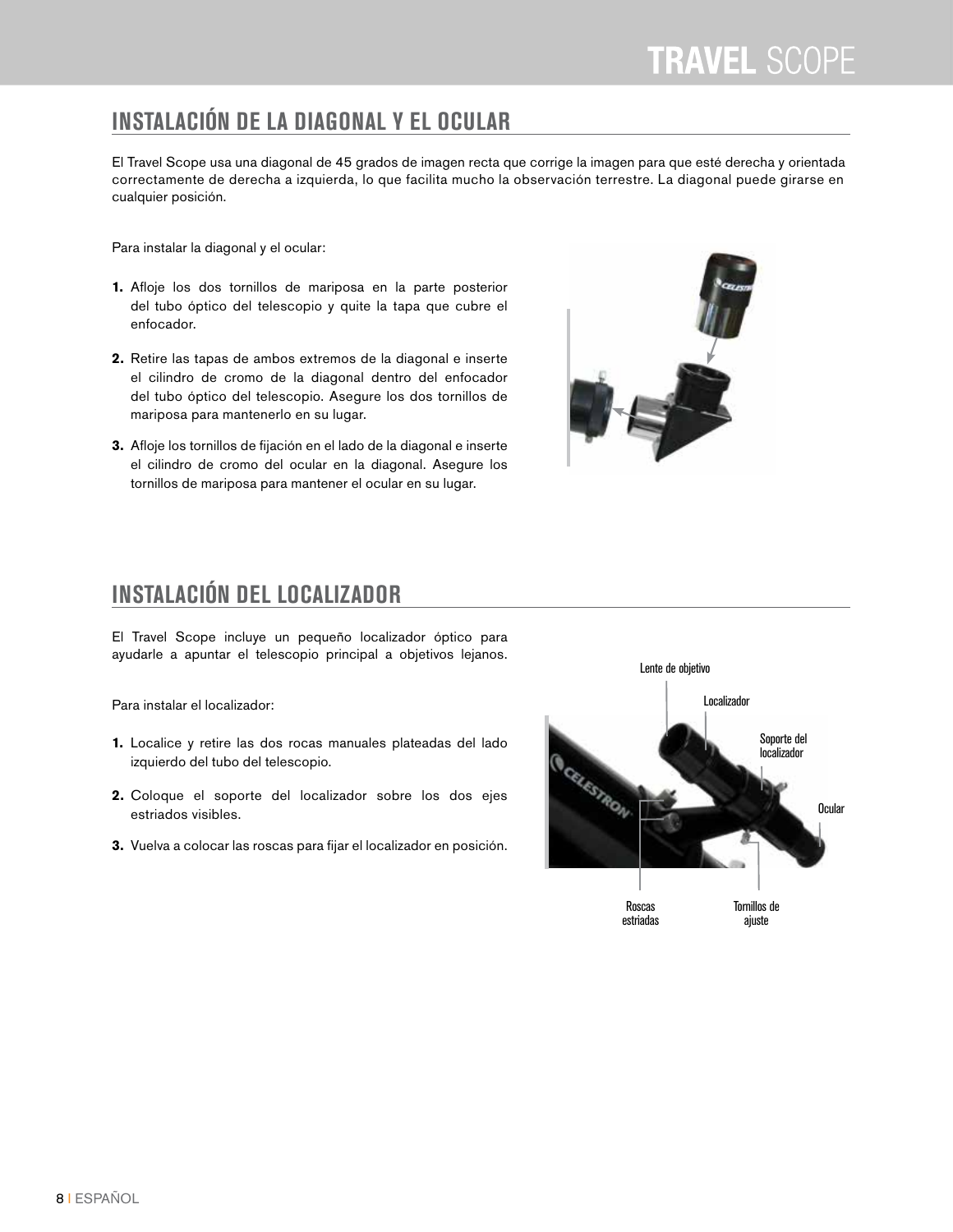## INSTALACIÓN DE LA DIAGONAL Y EL OCULAR

El Travel Scope usa una diagonal de 45 grados de imagen recta que corrige la imagen para que esté derecha y orientada correctamente de derecha a izquierda, lo que facilita mucho la observación terrestre. La diagonal puede girarse en cualquier posición.

Para instalar la diagonal y el ocular:

1. Afloje los dos tornillos de mariposa en la parte posterior del tubo óptico del telescopio y quite la tapa que cubre el enfocador.
2. Retire las tapas de ambos extremos de la diagonal e inserte el cilindro de cromo de la diagonal dentro del enfocador del tubo óptico del telescopio. Asegure los dos tornillos de mariposa para mantenerlo en su lugar.
3. Afloje los tornillos de fijación en el lado de la diagonal e inserte el cilindro de cromo del ocular en la diagonal. Asegure los tornillos de mariposa para mantener el ocular en su lugar.

## INSTALACIÓN DEL LOCALIZADOR

El Travel Scope incluye un pequeño localizador óptico para ayudarle a apuntar el telescopio principal a objetivos lejanos.

Para instalar el localizador:

1. Localice y retire las dos rocas manuales plateadas del lado izquierdo del tubo del telescopio.
2. Coloque el soporte del localizador sobre los dos ejes estriados visibles.
3. Vuelva a colocar las roscas para fijar el localizador en posición.

Lente de objetivo

Localizador

Soporte del localizador

Ocular

Roscas estriadas

Tornillos de ajuste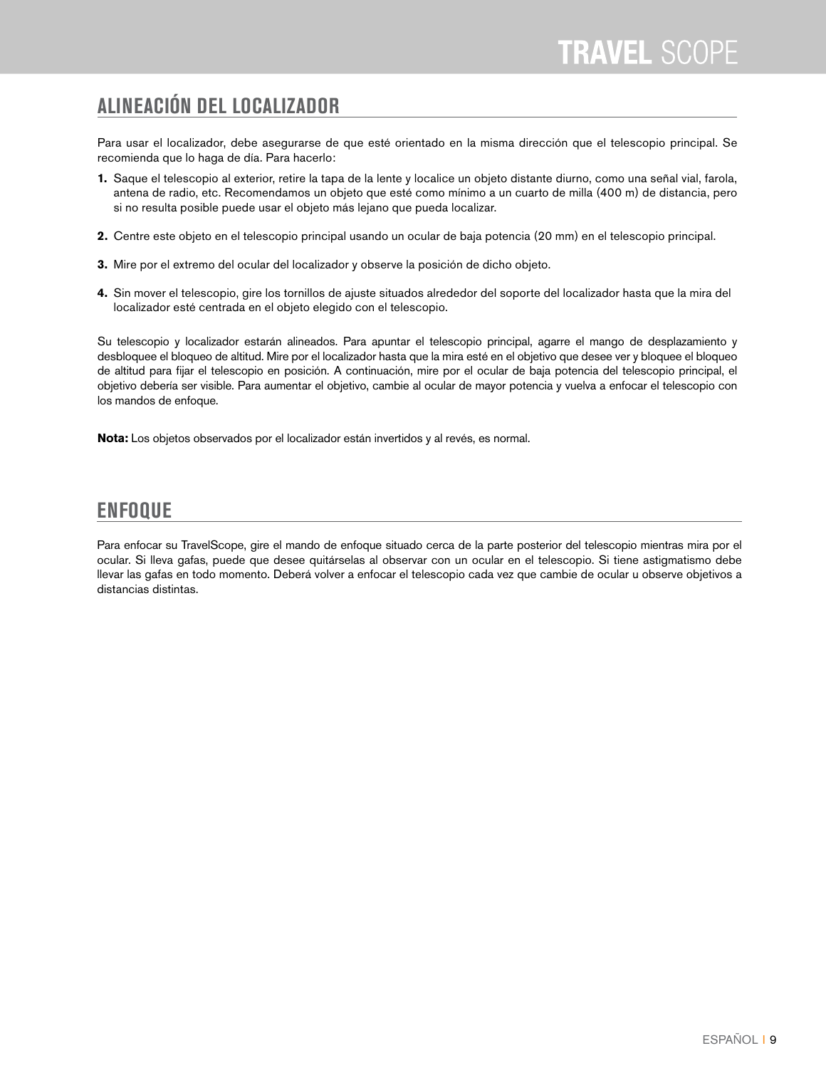## ALINEACIÓN DEL LOCALIZADOR

Para usar el localizador, debe asegurarse de que esté orientado en la misma dirección que el telescopio principal. Se recomienda que lo haga de día. Para hacerlo:

1. Saque el telescopio al exterior, retire la tapa de la lente y localice un objeto distante diurno, como una señal vial, farola, antena de radio, etc. Recomendamos un objeto que esté como mínimo a un cuarto de milla (400 m) de distancia, pero si no resulta posible puede usar el objeto más lejano que pueda localizar.

2. Centre este objeto en el telescopio principal usando un ocular de baja potencia (20 mm) en el telescopio principal.

3. Mire por el extremo del ocular del localizador y observe la posición de dicho objeto.

4. Sin mover el telescopio, gire los tornillos de ajuste situados alrededor del soporte del localizador hasta que la mira del localizador esté centrada en el objeto elegido con el telescopio.

Su telescopio y localizador estarán alineados. Para apuntar el telescopio principal, agarre el mango de desplazamiento y desbloquee el bloqueo de altitud. Mire por el localizador hasta que la mira esté en el objetivo que desee ver y bloquee el bloqueo de altitud para fijar el telescopio en posición. A continuación, mire por el ocular de baja potencia del telescopio principal, el objetivo debería ser visible. Para aumentar el objetivo, cambie al ocular de mayor potencia y vuelva a enfocar el telescopio con los mandos de enfoque.

**Nota:** Los objetos observados por el localizador están invertidos y al revés, es normal.

## ENFOQUE

Para enfocar su TravelScope, gire el mando de enfoque situado cerca de la parte posterior del telescopio mientras mira por el ocular. Si lleva gafas, puede que desee quitárselas al observar con un ocular en el telescopio. Si tiene astigmatismo debe llevar las gafas en todo momento. Deberá volver a enfocar el telescopio cada vez que cambie de ocular u observe objetivos a distancias distintas.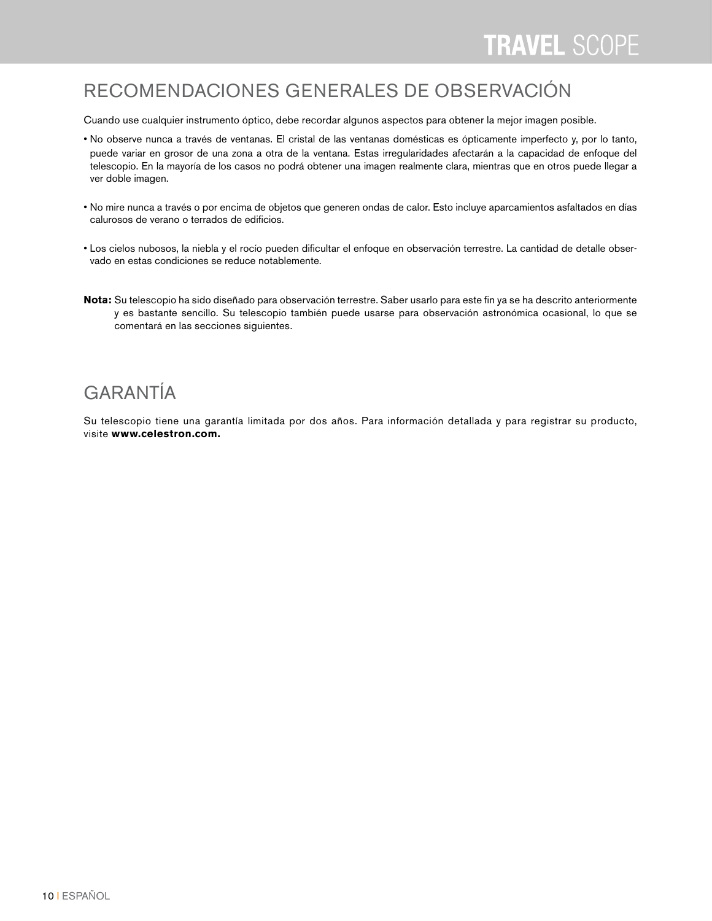## RECOMENDACIONES GENERALES DE OBSERVACIÓN

Cuando use cualquier instrumento óptico, debe recordar algunos aspectos para obtener la mejor imagen posible.

- No observe nunca a través de ventanas. El cristal de las ventanas domésticas es ópticamente imperfecto y, por lo tanto, puede variar en grosor de una zona a otra de la ventana. Estas irregularidades afectarán a la capacidad de enfoque del telescopio. En la mayoría de los casos no podrá obtener una imagen realmente clara, mientras que en otros puede llegar a ver doble imagen.

- No mire nunca a través o por encima de objetos que generen ondas de calor. Esto incluye aparcamientos asfaltados en días calurosos de verano o terrados de edificios.

- Los cielos nubosos, la niebla y el rocío pueden dificultar el enfoque en observación terrestre. La cantidad de detalle observado en estas condiciones se reduce notablemente.

**Nota:** Su telescopio ha sido diseñado para observación terrestre. Saber usarlo para este fin ya se ha descrito anteriormente y es bastante sencillo. Su telescopio también puede usarse para observación astronómica ocasional, lo que se comentará en las secciones siguientes.

## GARANTÍA

Su telescopio tiene una garantía limitada por dos años. Para información detallada y para registrar su producto, visite **www.celestron.com.**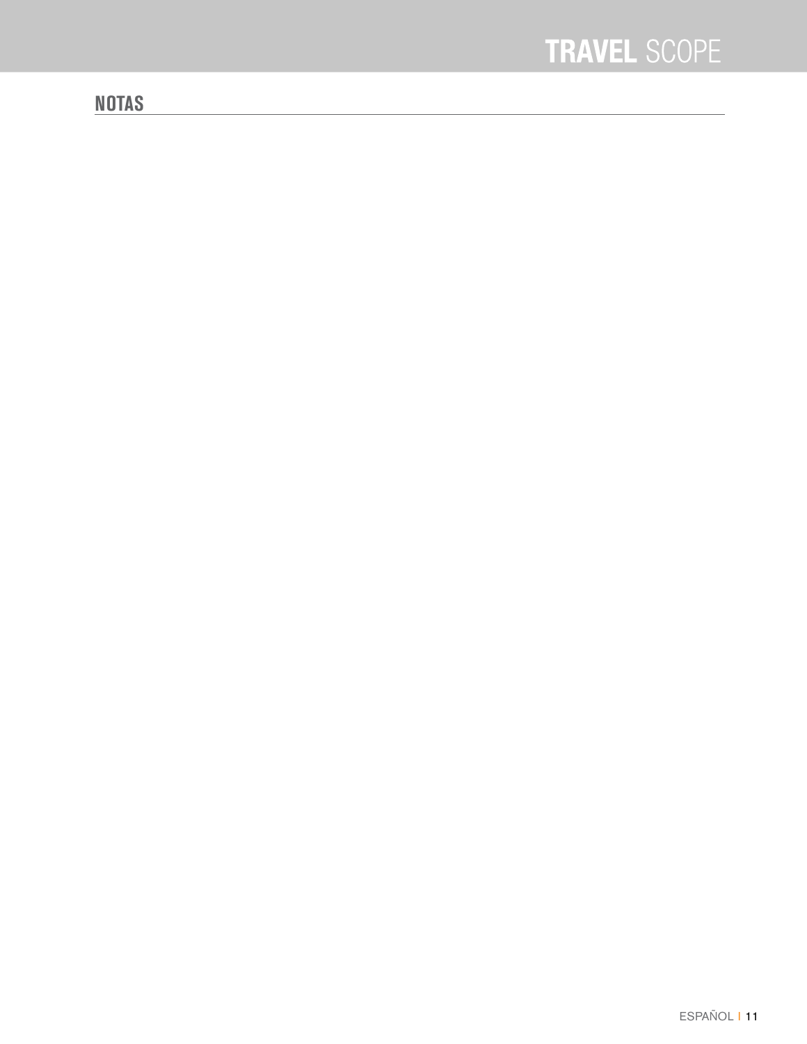## NOTAS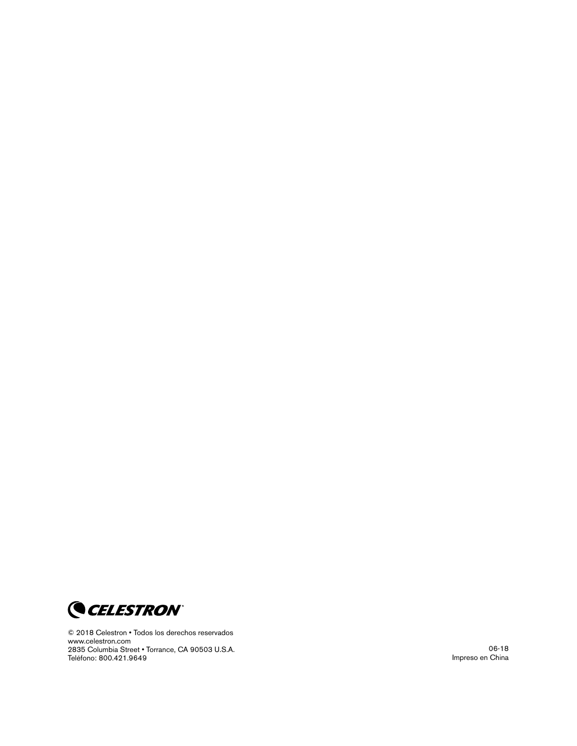CELESTRON

© 2018 Celestron • Todos los derechos reservados
www.celestron.com
2835 Columbia Street • Torrance, CA 90503 U.S.A.
Teléfono: 800.421.9649

06-18
Impreso en China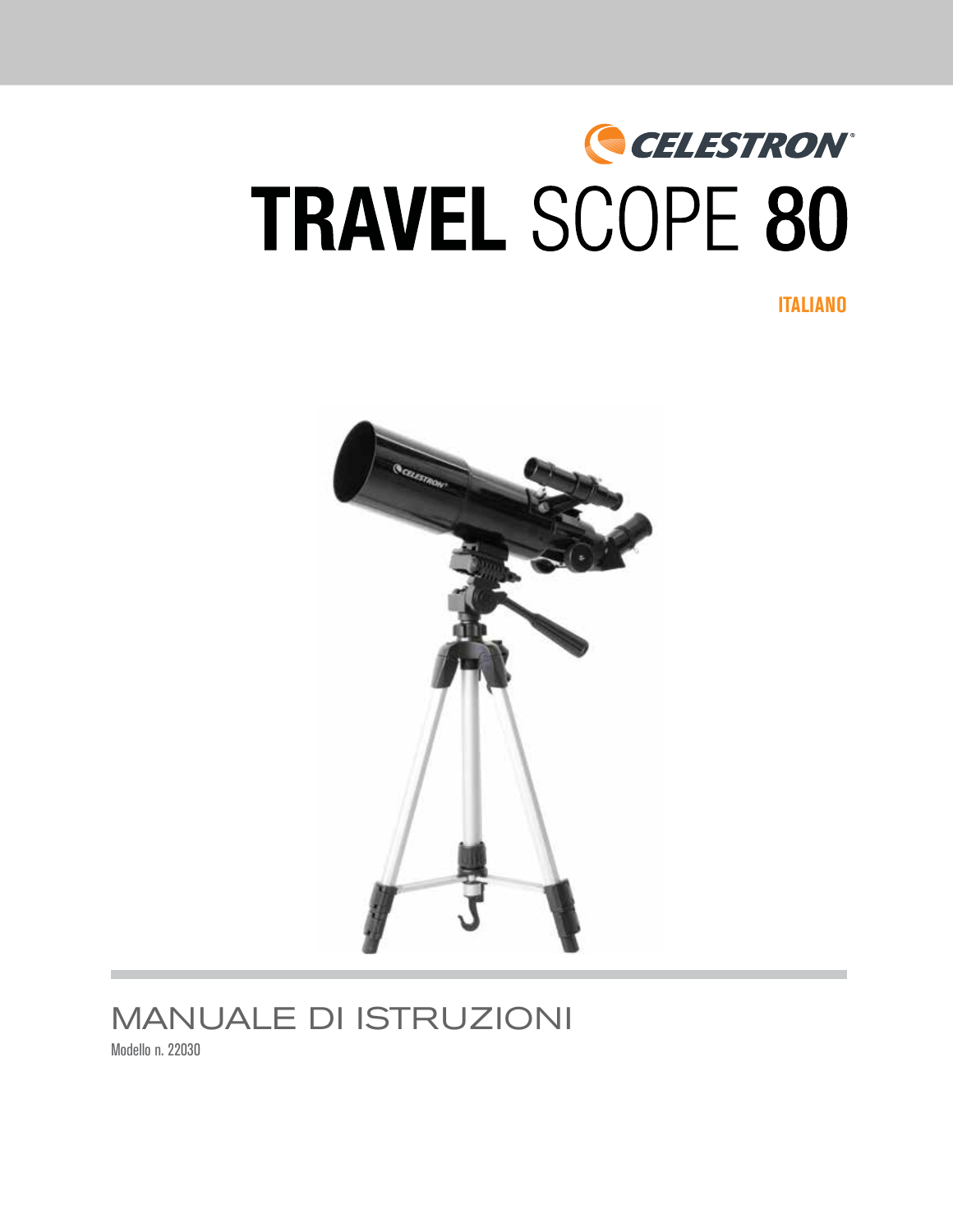CELESTRON

# TRAVEL SCOPE 80

ITALIANO

MANUALE DI ISTRUZIONI

Modello n. 22030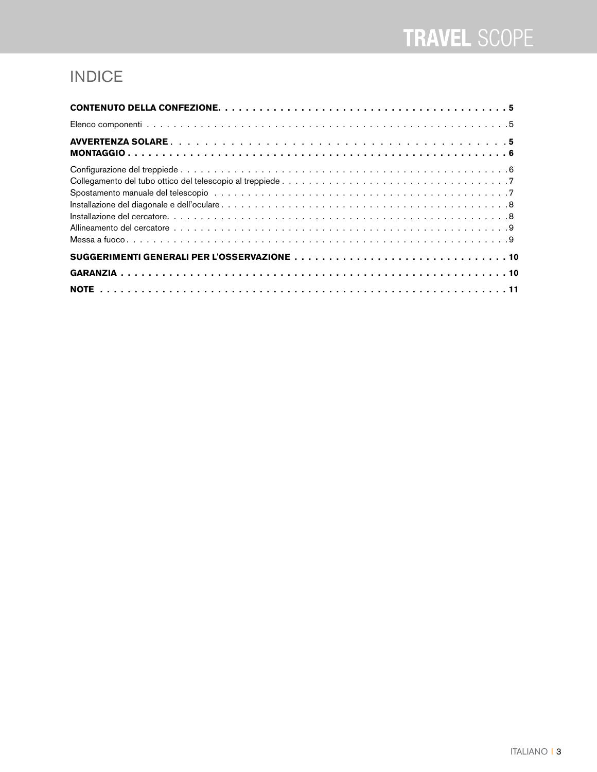# INDICE

**CONTENUTO DELLA CONFEZIONE . . . . . . . . . . . . . . . . . . . . . . . . . . . . . . . . . . . . . . . . . . 5**

Elenco componenti . . . . . . . . . . . . . . . . . . . . . . . . . . . . . . . . . . . . . . . . . . . . . . . . . . . . . . . . . 5

**AVVERTENZA SOLARE . . . . . . . . . . . . . . . . . . . . . . . . . . . . . . . . . . . . . . . . . . . . . . 5**

**MONTAGGIO . . . . . . . . . . . . . . . . . . . . . . . . . . . . . . . . . . . . . . . . . . . . . . . . . . . . . . 6**

Configurazione del treppiede . . . . . . . . . . . . . . . . . . . . . . . . . . . . . . . . . . . . . . . . . . . . . . . . . . . 6

Collegamento del tubo ottico del telescopio al treppiede . . . . . . . . . . . . . . . . . . . . . . . . . . . . . . . . . . 7

Spostamento manuale del telescopio . . . . . . . . . . . . . . . . . . . . . . . . . . . . . . . . . . . . . . . . . . . . . . 7

Installazione del diagonale e dell'oculare . . . . . . . . . . . . . . . . . . . . . . . . . . . . . . . . . . . . . . . . . . . . 8

Installazione del cercatore. . . . . . . . . . . . . . . . . . . . . . . . . . . . . . . . . . . . . . . . . . . . . . . . . . . . . . 8

Allineamento del cercatore . . . . . . . . . . . . . . . . . . . . . . . . . . . . . . . . . . . . . . . . . . . . . . . . . . . . . 9

Messa a fuoco . . . . . . . . . . . . . . . . . . . . . . . . . . . . . . . . . . . . . . . . . . . . . . . . . . . . . . . . . . . . . 9

**SUGGERIMENTI GENERALI PER L'OSSERVAZIONE . . . . . . . . . . . . . . . . . . . . . . . . . . . . . . 10**

**GARANZIA . . . . . . . . . . . . . . . . . . . . . . . . . . . . . . . . . . . . . . . . . . . . . . . . . . . . . . . 10**

**NOTE . . . . . . . . . . . . . . . . . . . . . . . . . . . . . . . . . . . . . . . . . . . . . . . . . . . . . . . . . . 11**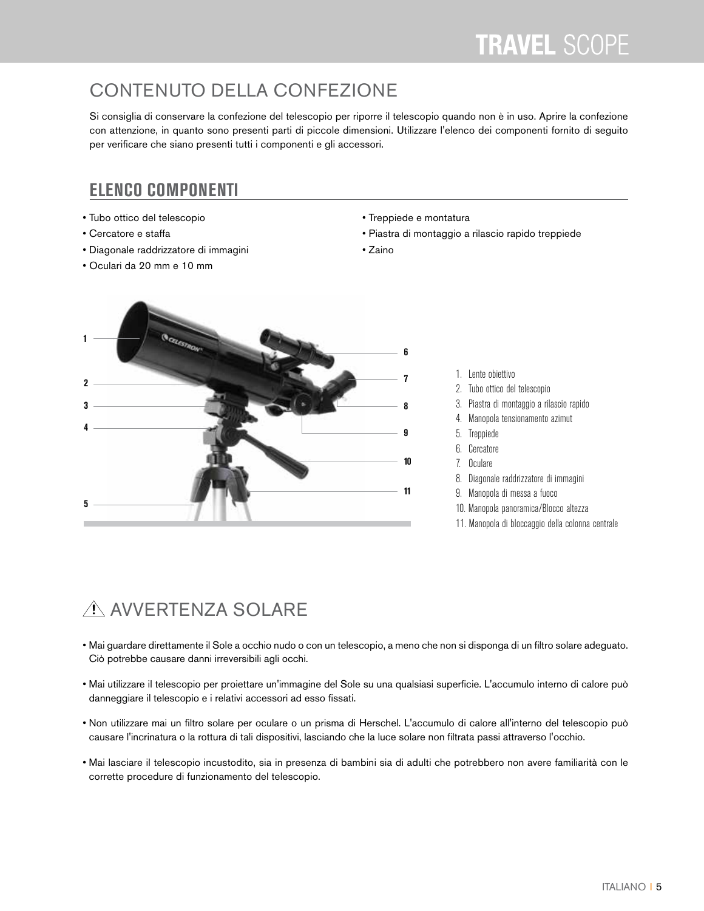## CONTENUTO DELLA CONFEZIONE

Si consiglia di conservare la confezione del telescopio per riporre il telescopio quando non è in uso. Aprire la confezione con attenzione, in quanto sono presenti parti di piccole dimensioni. Utilizzare l'elenco dei componenti fornito di seguito per verificare che siano presenti tutti i componenti e gli accessori.

### ELENCO COMPONENTI

- Tubo ottico del telescopio
- Cercatore e staffa
- Diagonale raddrizzatore di immagini
- Oculari da 20 mm e 10 mm
- Treppiede e montatura
- Piastra di montaggio a rilascio rapido treppiede
- Zaino

1. Lente obiettivo
2. Tubo ottico del telescopio
3. Piastra di montaggio a rilascio rapido
4. Manopola tensionamento azimut
5. Treppiede
6. Cercatore
7. Oculare
8. Diagonale raddrizzatore di immagini
9. Manopola di messa a fuoco
10. Manopola panoramica/Blocco altezza
11. Manopola di bloccaggio della colonna centrale

## ⚠ AVVERTENZA SOLARE

- Mai guardare direttamente il Sole a occhio nudo o con un telescopio, a meno che non si disponga di un filtro solare adeguato. Ciò potrebbe causare danni irreversibili agli occhi.
- Mai utilizzare il telescopio per proiettare un'immagine del Sole su una qualsiasi superficie. L'accumulo interno di calore può danneggiare il telescopio e i relativi accessori ad esso fissati.
- Non utilizzare mai un filtro solare per oculare o un prisma di Herschel. L'accumulo di calore all'interno del telescopio può causare l'incrinatura o la rottura di tali dispositivi, lasciando che la luce solare non filtrata passi attraverso l'occhio.
- Mai lasciare il telescopio incustodito, sia in presenza di bambini sia di adulti che potrebbero non avere familiarità con le corrette procedure di funzionamento del telescopio.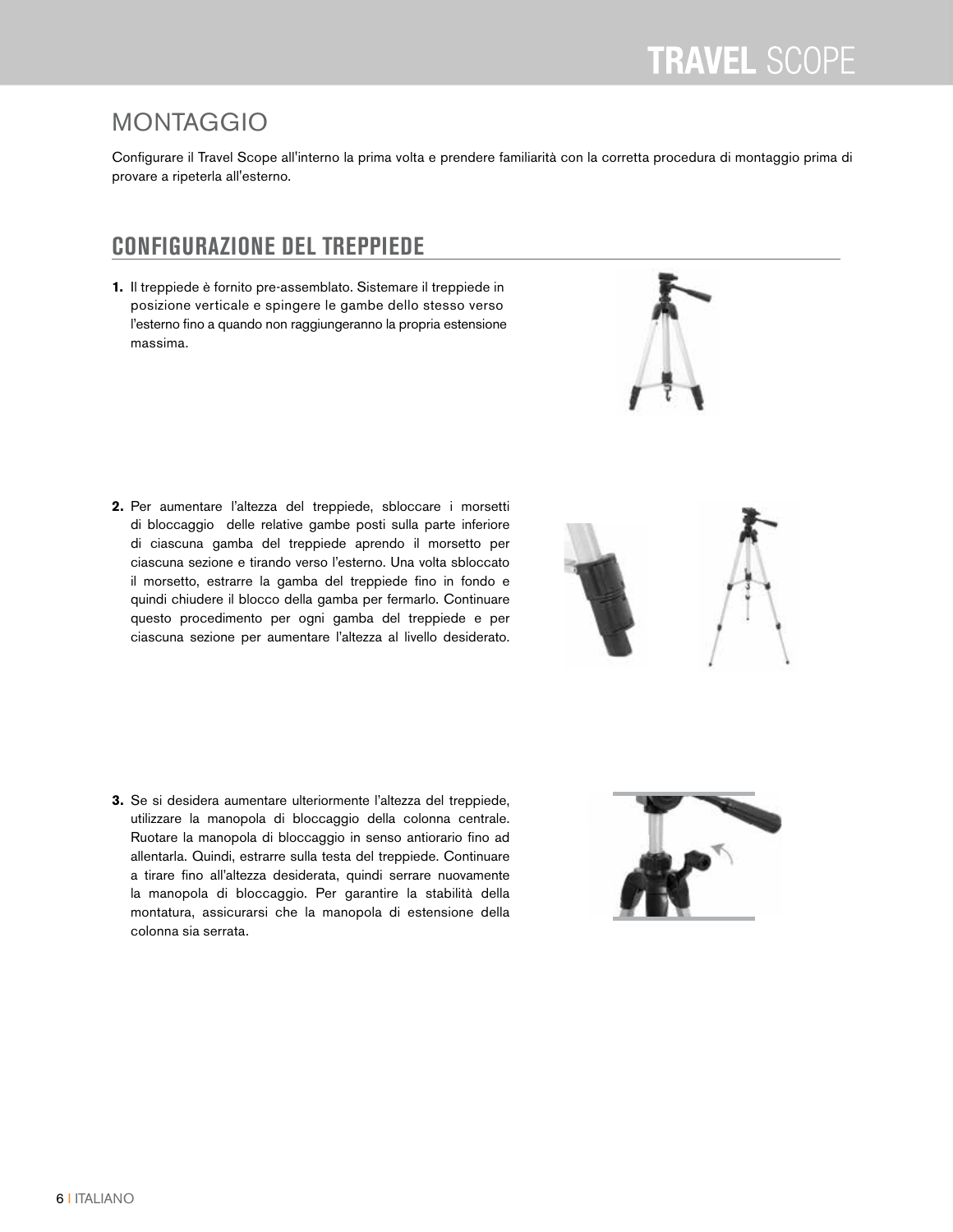## MONTAGGIO

Configurare il Travel Scope all'interno la prima volta e prendere familiarità con la corretta procedura di montaggio prima di provare a ripeterla all'esterno.

### CONFIGURAZIONE DEL TREPPIEDE

1. Il treppiede è fornito pre-assemblato. Sistemare il treppiede in posizione verticale e spingere le gambe dello stesso verso l'esterno fino a quando non raggiungeranno la propria estensione massima.

2. Per aumentare l'altezza del treppiede, sbloccare i morsetti di bloccaggio delle relative gambe posti sulla parte inferiore di ciascuna gamba del treppiede aprendo il morsetto per ciascuna sezione e tirando verso l'esterno. Una volta sbloccato il morsetto, estrarre la gamba del treppiede fino in fondo e quindi chiudere il blocco della gamba per fermarlo. Continuare questo procedimento per ogni gamba del treppiede e per ciascuna sezione per aumentare l'altezza al livello desiderato.

3. Se si desidera aumentare ulteriormente l'altezza del treppiede, utilizzare la manopola di bloccaggio della colonna centrale. Ruotare la manopola di bloccaggio in senso antiorario fino ad allentarla. Quindi, estrarre sulla testa del treppiede. Continuare a tirare fino all'altezza desiderata, quindi serrare nuovamente la manopola di bloccaggio. Per garantire la stabilità della montatura, assicurarsi che la manopola di estensione della colonna sia serrata.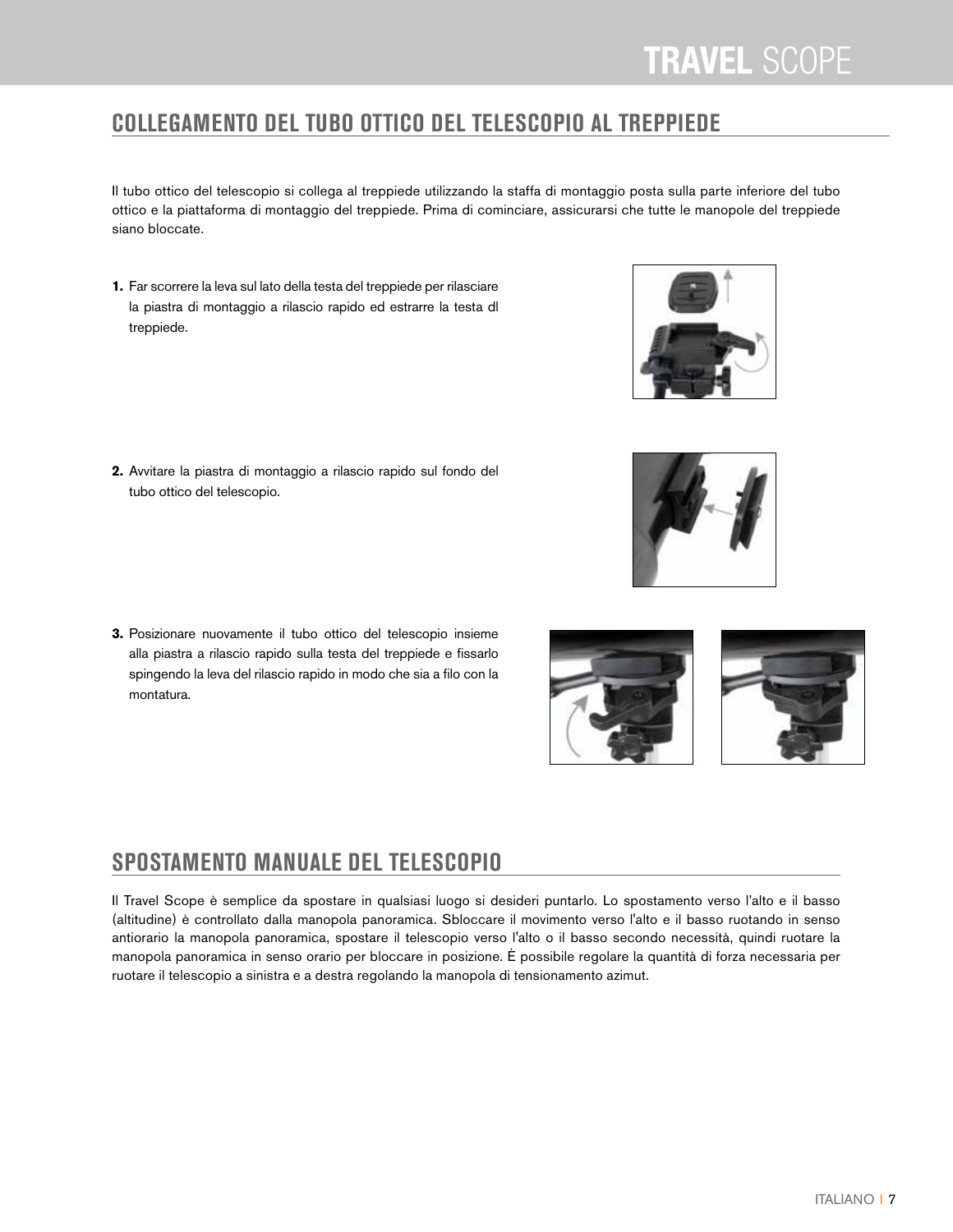## COLLEGAMENTO DEL TUBO OTTICO DEL TELESCOPIO AL TREPPIEDE

Il tubo ottico del telescopio si collega al treppiede utilizzando la staffa di montaggio posta sulla parte inferiore del tubo ottico e la piattaforma di montaggio del treppiede. Prima di cominciare, assicurarsi che tutte le manopole del treppiede siano bloccate.

1. Far scorrere la leva sul lato della testa del treppiede per rilasciare la piastra di montaggio a rilascio rapido ed estrarre la testa dl treppiede.

2. Avvitare la piastra di montaggio a rilascio rapido sul fondo del tubo ottico del telescopio.

3. Posizionare nuovamente il tubo ottico del telescopio insieme alla piastra a rilascio rapido sulla testa del treppiede e fissarlo spingendo la leva del rilascio rapido in modo che sia a filo con la montatura.

## SPOSTAMENTO MANUALE DEL TELESCOPIO

Il Travel Scope è semplice da spostare in qualsiasi luogo si desideri puntarlo. Lo spostamento verso l'alto e il basso (altitudine) è controllato dalla manopola panoramica. Sbloccare il movimento verso l'alto e il basso ruotando in senso antiorario la manopola panoramica, spostare il telescopio verso l'alto o il basso secondo necessità, quindi ruotare la manopola panoramica in senso orario per bloccare in posizione. È possibile regolare la quantità di forza necessaria per ruotare il telescopio a sinistra e a destra regolando la manopola di tensionamento azimut.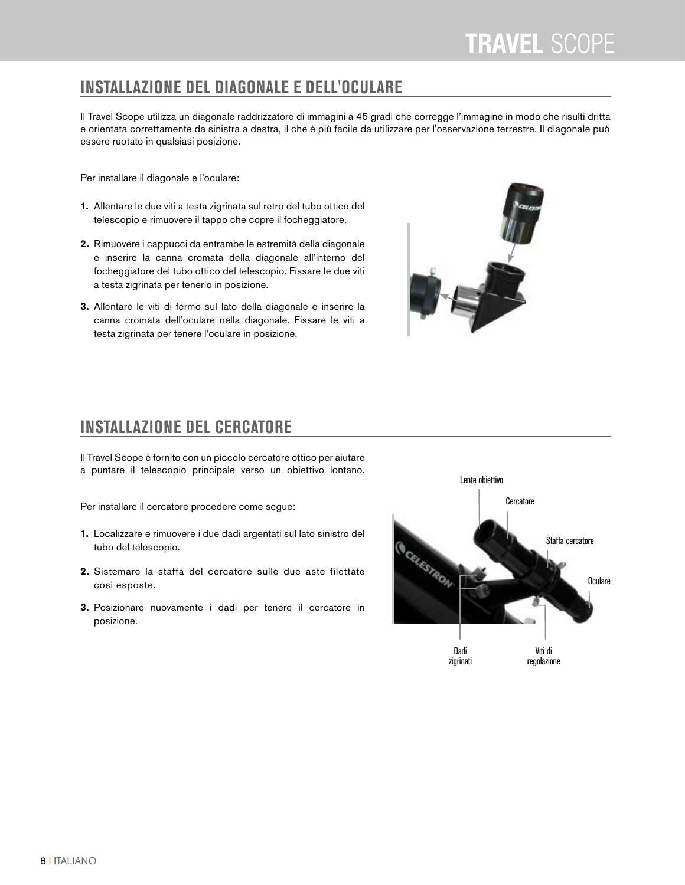## INSTALLAZIONE DEL DIAGONALE E DELL'OCULARE

Il Travel Scope utilizza un diagonale raddrizzatore di immagini a 45 gradi che corregge l'immagine in modo che risulti dritta e orientata correttamente da sinistra a destra, il che è più facile da utilizzare per l'osservazione terrestre. Il diagonale può essere ruotato in qualsiasi posizione.

Per installare il diagonale e l'oculare:

1. Allentare le due viti a testa zigrinata sul retro del tubo ottico del telescopio e rimuovere il tappo che copre il focheggiatore.
2. Rimuovere i cappucci da entrambe le estremità della diagonale e inserire la canna cromata della diagonale all'interno del focheggiatore del tubo ottico del telescopio. Fissare le due viti a testa zigrinata per tenerlo in posizione.
3. Allentare le viti di fermo sul lato della diagonale e inserire la canna cromata dell'oculare nella diagonale. Fissare le viti a testa zigrinata per tenere l'oculare in posizione.

## INSTALLAZIONE DEL CERCATORE

Il Travel Scope è fornito con un piccolo cercatore ottico per aiutare a puntare il telescopio principale verso un obiettivo lontano.

Per installare il cercatore procedere come segue:

1. Localizzare e rimuovere i due dadi argentati sul lato sinistro del tubo del telescopio.
2. Sistemare la staffa del cercatore sulle due aste filettate così esposte.
3. Posizionare nuovamente i dadi per tenere il cercatore in posizione.

Lente obiettivo

Cercatore

Staffa cercatore

Oculare

Dadi zigrinati

Viti di regolazione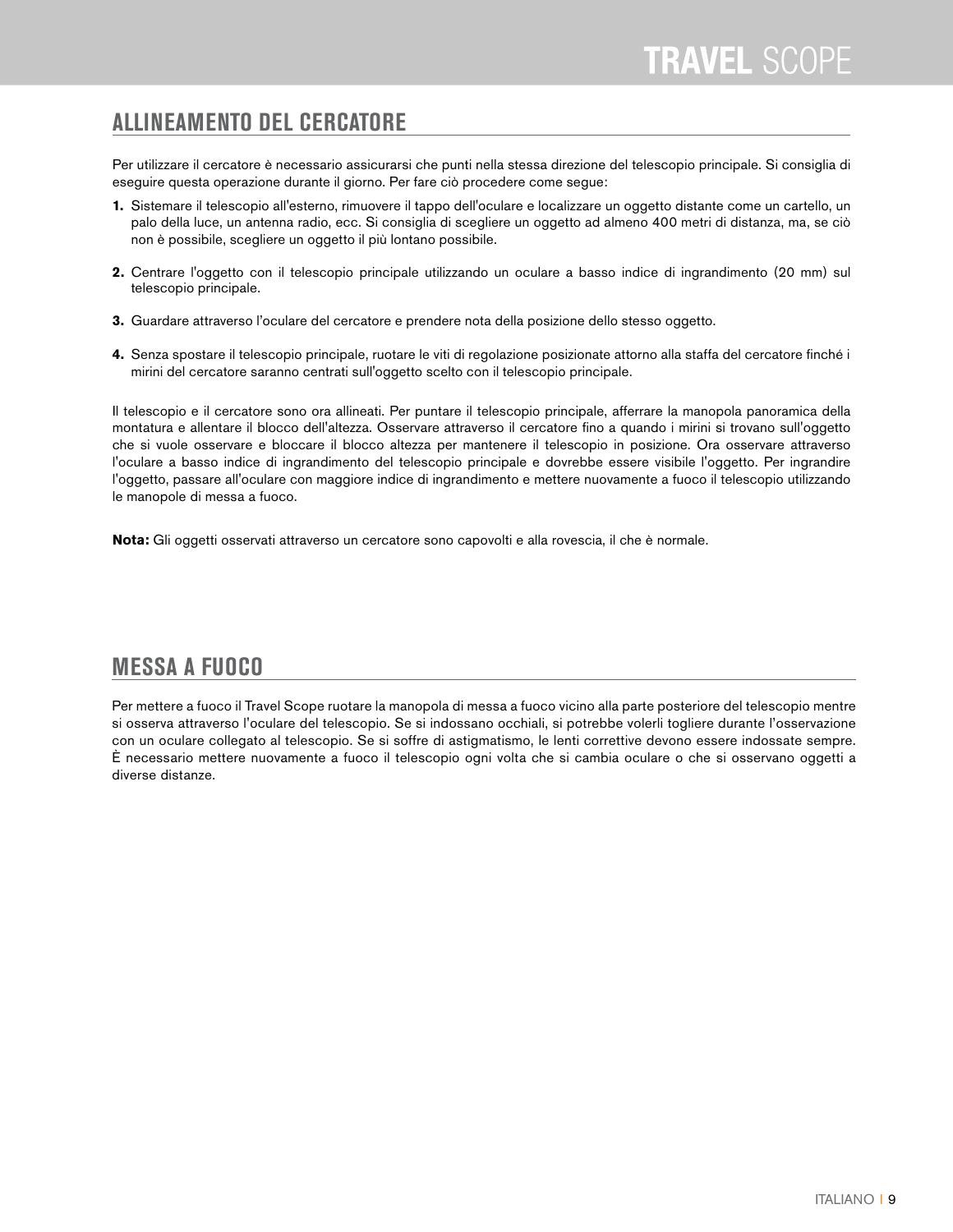## ALLINEAMENTO DEL CERCATORE

Per utilizzare il cercatore è necessario assicurarsi che punti nella stessa direzione del telescopio principale. Si consiglia di eseguire questa operazione durante il giorno. Per fare ciò procedere come segue:

1. Sistemare il telescopio all'esterno, rimuovere il tappo dell'oculare e localizzare un oggetto distante come un cartello, un palo della luce, un antenna radio, ecc. Si consiglia di scegliere un oggetto ad almeno 400 metri di distanza, ma, se ciò non è possibile, scegliere un oggetto il più lontano possibile.

2. Centrare l'oggetto con il telescopio principale utilizzando un oculare a basso indice di ingrandimento (20 mm) sul telescopio principale.

3. Guardare attraverso l'oculare del cercatore e prendere nota della posizione dello stesso oggetto.

4. Senza spostare il telescopio principale, ruotare le viti di regolazione posizionate attorno alla staffa del cercatore finché i mirini del cercatore saranno centrati sull'oggetto scelto con il telescopio principale.

Il telescopio e il cercatore sono ora allineati. Per puntare il telescopio principale, afferrare la manopola panoramica della montatura e allentare il blocco dell'altezza. Osservare attraverso il cercatore fino a quando i mirini si trovano sull'oggetto che si vuole osservare e bloccare il blocco altezza per mantenere il telescopio in posizione. Ora osservare attraverso l'oculare a basso indice di ingrandimento del telescopio principale e dovrebbe essere visibile l'oggetto. Per ingrandire l'oggetto, passare all'oculare con maggiore indice di ingrandimento e mettere nuovamente a fuoco il telescopio utilizzando le manopole di messa a fuoco.

**Nota:** Gli oggetti osservati attraverso un cercatore sono capovolti e alla rovescia, il che è normale.

## MESSA A FUOCO

Per mettere a fuoco il Travel Scope ruotare la manopola di messa a fuoco vicino alla parte posteriore del telescopio mentre si osserva attraverso l'oculare del telescopio. Se si indossano occhiali, si potrebbe volerli togliere durante l'osservazione con un oculare collegato al telescopio. Se si soffre di astigmatismo, le lenti correttive devono essere indossate sempre. È necessario mettere nuovamente a fuoco il telescopio ogni volta che si cambia oculare o che si osservano oggetti a diverse distanze.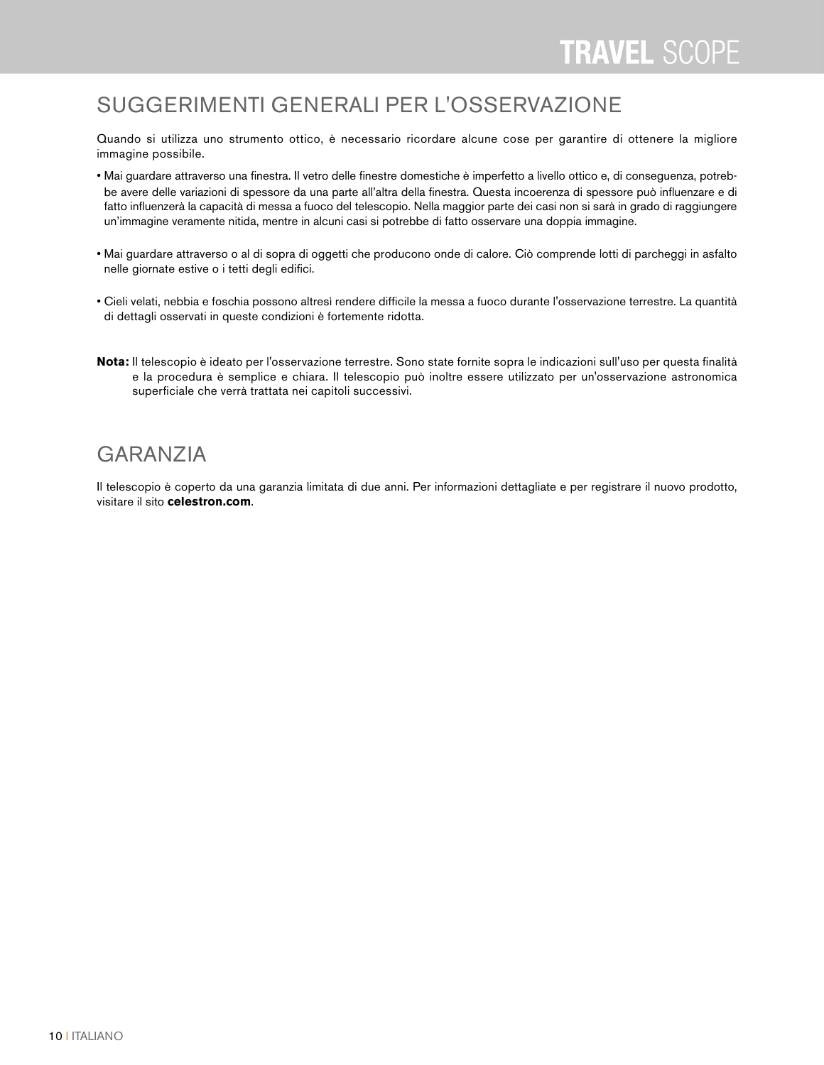## SUGGERIMENTI GENERALI PER L'OSSERVAZIONE

Quando si utilizza uno strumento ottico, è necessario ricordare alcune cose per garantire di ottenere la migliore immagine possibile.

- Mai guardare attraverso una finestra. Il vetro delle finestre domestiche è imperfetto a livello ottico e, di conseguenza, potrebbe avere delle variazioni di spessore da una parte all'altra della finestra. Questa incoerenza di spessore può influenzare e di fatto influenzerà la capacità di messa a fuoco del telescopio. Nella maggior parte dei casi non si sarà in grado di raggiungere un'immagine veramente nitida, mentre in alcuni casi si potrebbe di fatto osservare una doppia immagine.

- Mai guardare attraverso o al di sopra di oggetti che producono onde di calore. Ciò comprende lotti di parcheggi in asfalto nelle giornate estive o i tetti degli edifici.

- Cieli velati, nebbia e foschia possono altresì rendere difficile la messa a fuoco durante l'osservazione terrestre. La quantità di dettagli osservati in queste condizioni è fortemente ridotta.

**Nota:** Il telescopio è ideato per l'osservazione terrestre. Sono state fornite sopra le indicazioni sull'uso per questa finalità e la procedura è semplice e chiara. Il telescopio può inoltre essere utilizzato per un'osservazione astronomica superficiale che verrà trattata nei capitoli successivi.

## GARANZIA

Il telescopio è coperto da una garanzia limitata di due anni. Per informazioni dettagliate e per registrare il nuovo prodotto, visitare il sito **celestron.com**.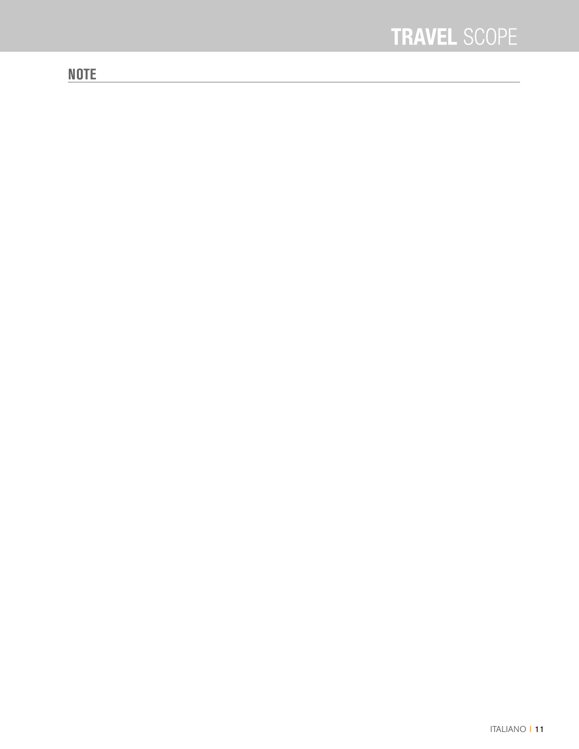## NOTE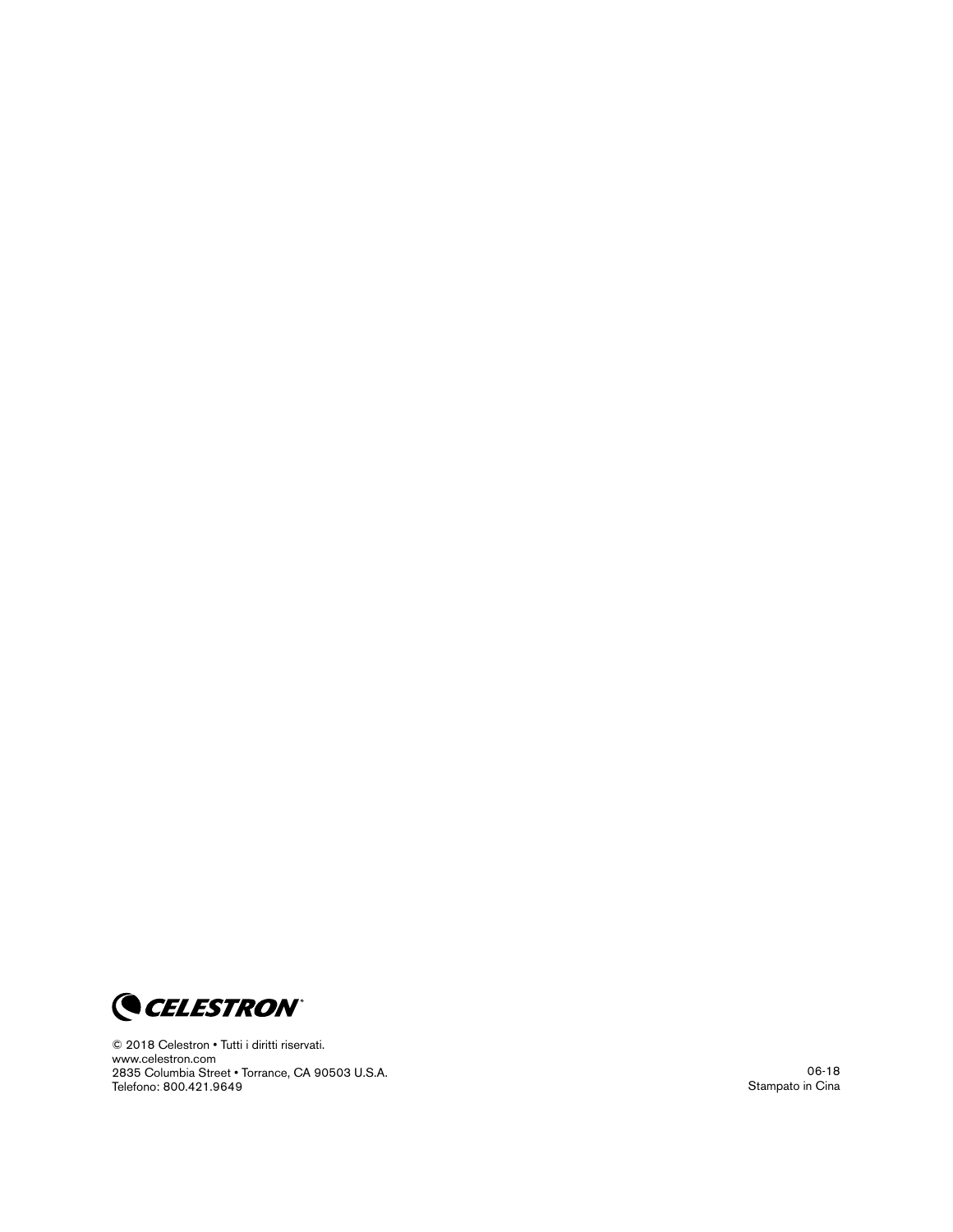CELESTRON®

© 2018 Celestron • Tutti i diritti riservati.
www.celestron.com
2835 Columbia Street • Torrance, CA 90503 U.S.A.
Telefono: 800.421.9649

06-18
Stampato in Cina